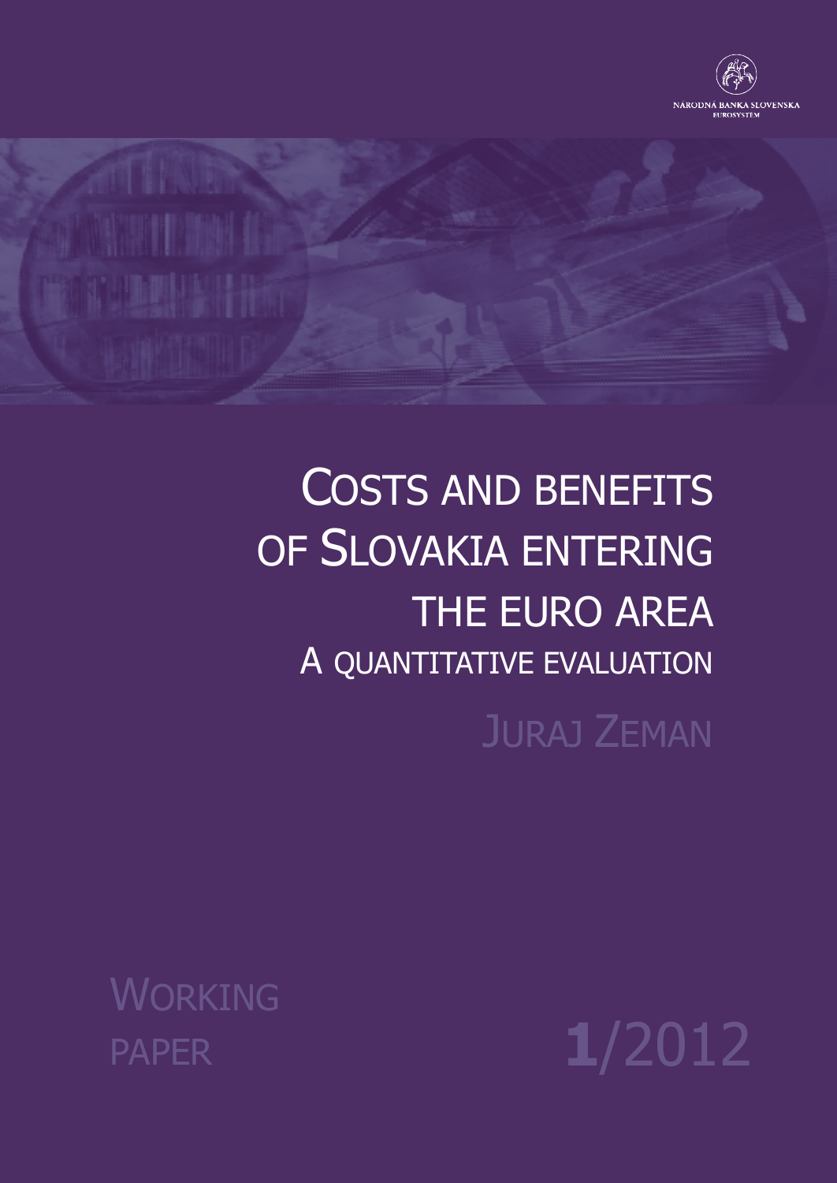NÁRODNÁ BANKA SLOVENSKA
EUROSYSTÉM

# COSTS AND BENEFITS OF SLOVAKIA ENTERING THE EURO AREA

## A QUANTITATIVE EVALUATION

JURAJ ZEMAN

WORKING PAPER

1/2012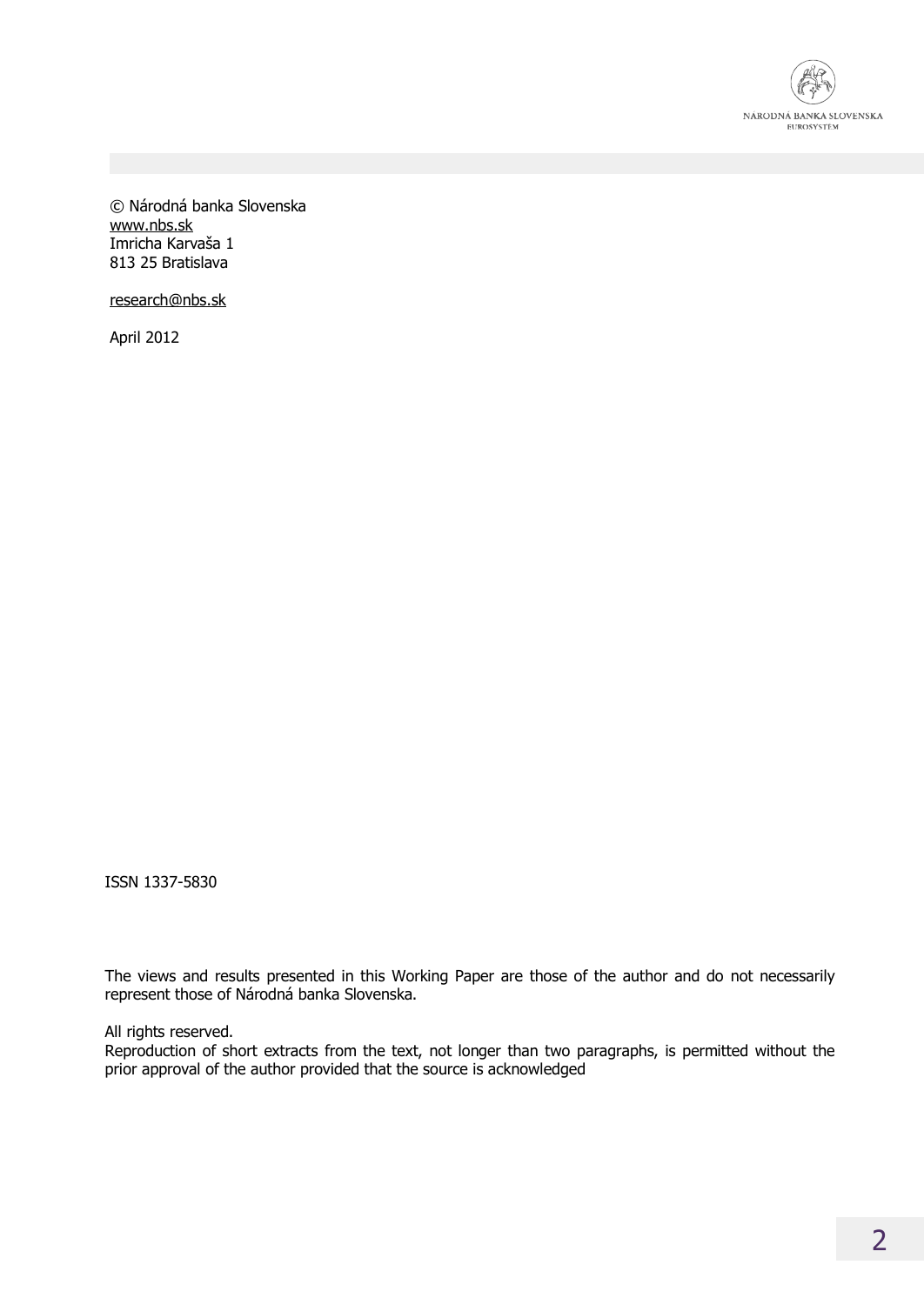© Národná banka Slovenska
www.nbs.sk
Imricha Karvaša 1
813 25 Bratislava

research@nbs.sk

April 2012

ISSN 1337-5830

The views and results presented in this Working Paper are those of the author and do not necessarily represent those of Národná banka Slovenska.

All rights reserved.
Reproduction of short extracts from the text, not longer than two paragraphs, is permitted without the prior approval of the author provided that the source is acknowledged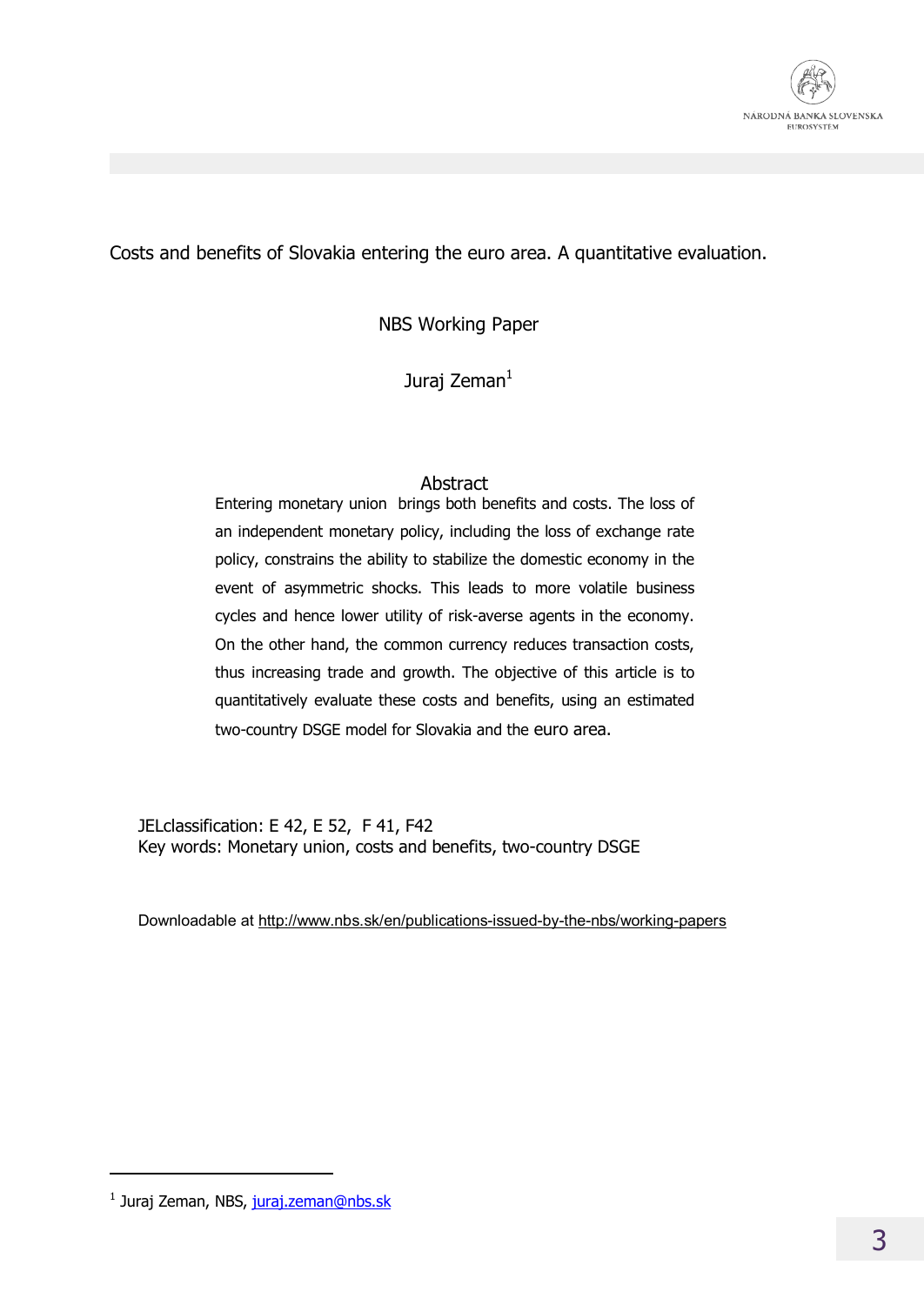# Costs and benefits of Slovakia entering the euro area. A quantitative evaluation.

NBS Working Paper

Juraj Zeman[1]

## Abstract

Entering monetary union brings both benefits and costs. The loss of an independent monetary policy, including the loss of exchange rate policy, constrains the ability to stabilize the domestic economy in the event of asymmetric shocks. This leads to more volatile business cycles and hence lower utility of risk-averse agents in the economy. On the other hand, the common currency reduces transaction costs, thus increasing trade and growth. The objective of this article is to quantitatively evaluate these costs and benefits, using an estimated two-country DSGE model for Slovakia and the euro area.

JELclassification: E 42, E 52, F 41, F42
Key words: Monetary union, costs and benefits, two-country DSGE

Downloadable at http://www.nbs.sk/en/publications-issued-by-the-nbs/working-papers

[1] Juraj Zeman, NBS, juraj.zeman@nbs.sk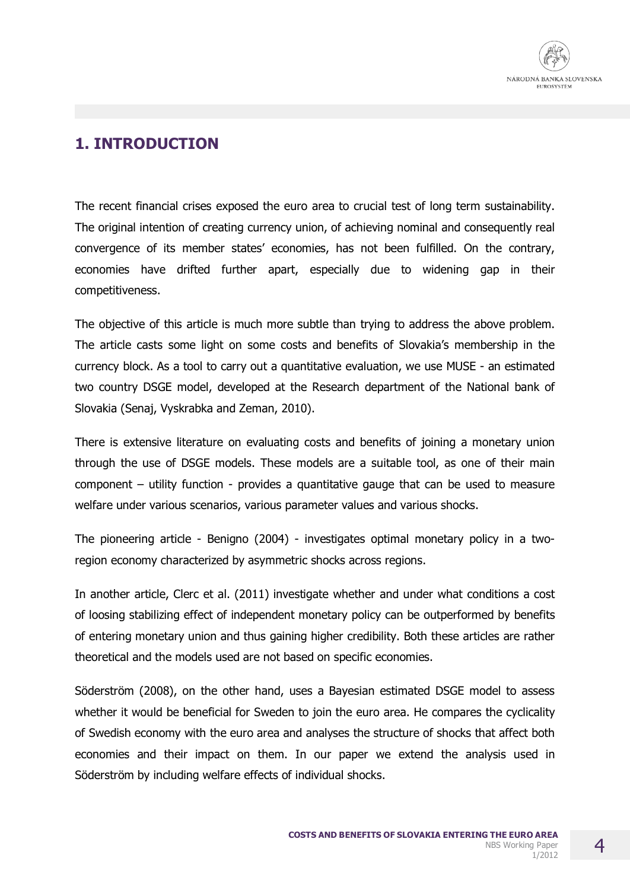# 1. INTRODUCTION

The recent financial crises exposed the euro area to crucial test of long term sustainability. The original intention of creating currency union, of achieving nominal and consequently real convergence of its member states' economies, has not been fulfilled. On the contrary, economies have drifted further apart, especially due to widening gap in their competitiveness.

The objective of this article is much more subtle than trying to address the above problem. The article casts some light on some costs and benefits of Slovakia's membership in the currency block. As a tool to carry out a quantitative evaluation, we use MUSE - an estimated two country DSGE model, developed at the Research department of the National bank of Slovakia (Senaj, Vyskrabka and Zeman, 2010).

There is extensive literature on evaluating costs and benefits of joining a monetary union through the use of DSGE models. These models are a suitable tool, as one of their main component – utility function - provides a quantitative gauge that can be used to measure welfare under various scenarios, various parameter values and various shocks.

The pioneering article - Benigno (2004) - investigates optimal monetary policy in a two-region economy characterized by asymmetric shocks across regions.

In another article, Clerc et al. (2011) investigate whether and under what conditions a cost of loosing stabilizing effect of independent monetary policy can be outperformed by benefits of entering monetary union and thus gaining higher credibility. Both these articles are rather theoretical and the models used are not based on specific economies.

Söderström (2008), on the other hand, uses a Bayesian estimated DSGE model to assess whether it would be beneficial for Sweden to join the euro area. He compares the cyclicality of Swedish economy with the euro area and analyses the structure of shocks that affect both economies and their impact on them. In our paper we extend the analysis used in Söderström by including welfare effects of individual shocks.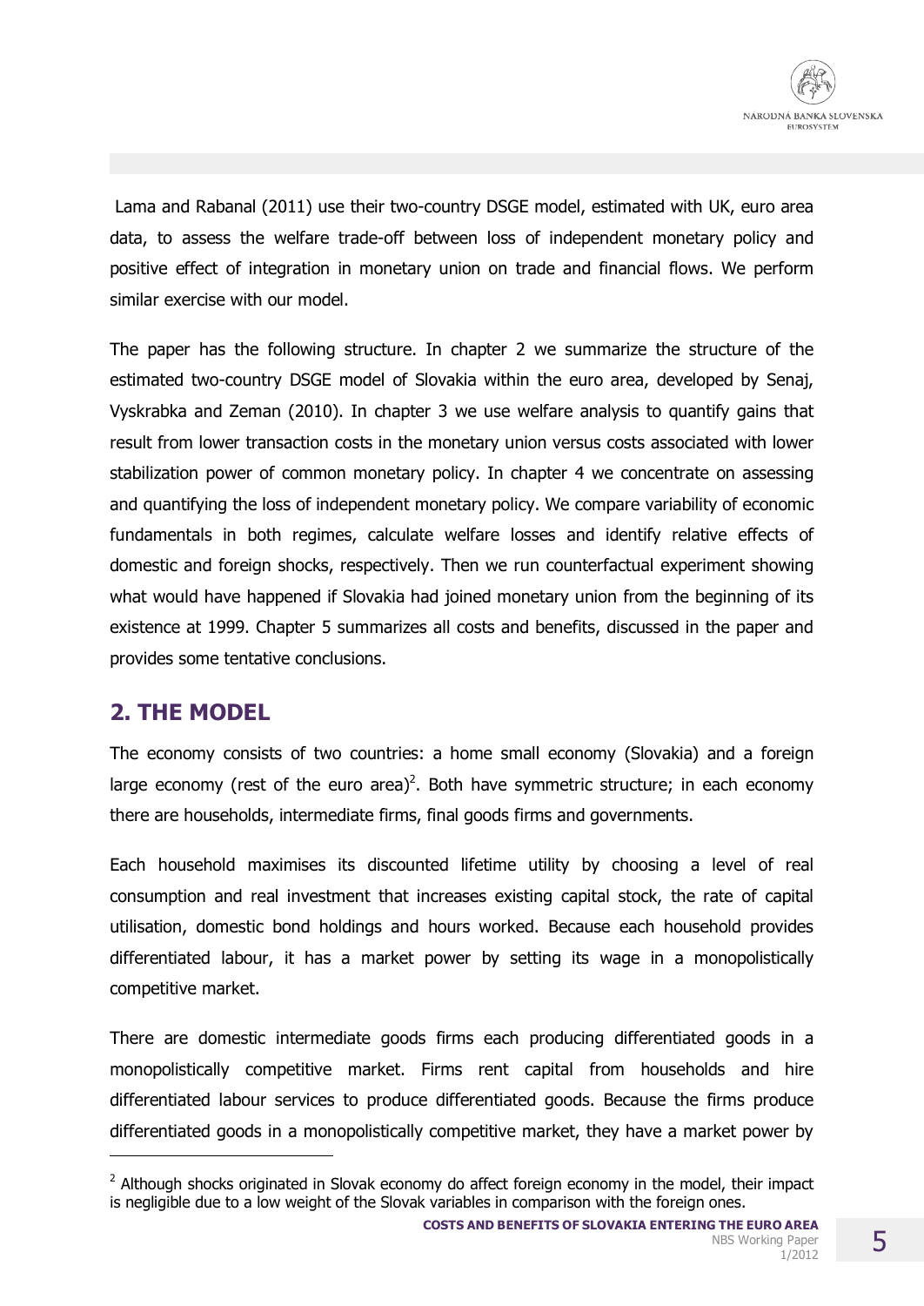Lama and Rabanal (2011) use their two-country DSGE model, estimated with UK, euro area data, to assess the welfare trade-off between loss of independent monetary policy and positive effect of integration in monetary union on trade and financial flows. We perform similar exercise with our model.

The paper has the following structure. In chapter 2 we summarize the structure of the estimated two-country DSGE model of Slovakia within the euro area, developed by Senaj, Vyskrabka and Zeman (2010). In chapter 3 we use welfare analysis to quantify gains that result from lower transaction costs in the monetary union versus costs associated with lower stabilization power of common monetary policy. In chapter 4 we concentrate on assessing and quantifying the loss of independent monetary policy. We compare variability of economic fundamentals in both regimes, calculate welfare losses and identify relative effects of domestic and foreign shocks, respectively. Then we run counterfactual experiment showing what would have happened if Slovakia had joined monetary union from the beginning of its existence at 1999. Chapter 5 summarizes all costs and benefits, discussed in the paper and provides some tentative conclusions.

## 2. THE MODEL

The economy consists of two countries: a home small economy (Slovakia) and a foreign large economy (rest of the euro area)[2]. Both have symmetric structure; in each economy there are households, intermediate firms, final goods firms and governments.

Each household maximises its discounted lifetime utility by choosing a level of real consumption and real investment that increases existing capital stock, the rate of capital utilisation, domestic bond holdings and hours worked. Because each household provides differentiated labour, it has a market power by setting its wage in a monopolistically competitive market.

There are domestic intermediate goods firms each producing differentiated goods in a monopolistically competitive market. Firms rent capital from households and hire differentiated labour services to produce differentiated goods. Because the firms produce differentiated goods in a monopolistically competitive market, they have a market power by

[2] Although shocks originated in Slovak economy do affect foreign economy in the model, their impact is negligible due to a low weight of the Slovak variables in comparison with the foreign ones.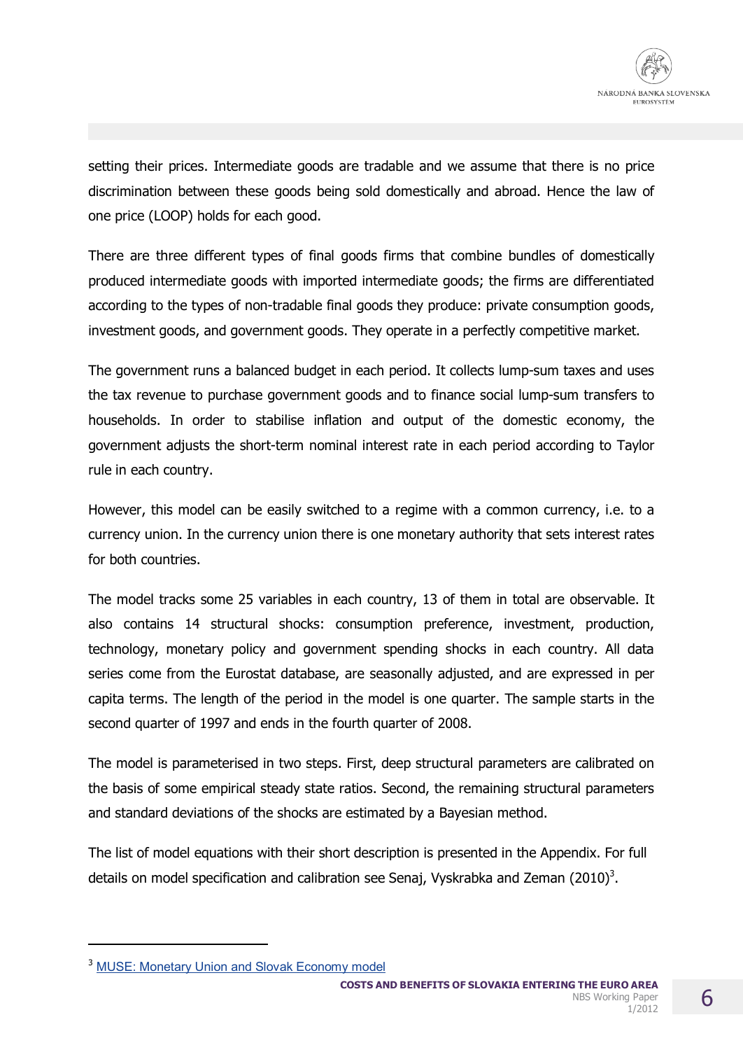setting their prices. Intermediate goods are tradable and we assume that there is no price discrimination between these goods being sold domestically and abroad. Hence the law of one price (LOOP) holds for each good.

There are three different types of final goods firms that combine bundles of domestically produced intermediate goods with imported intermediate goods; the firms are differentiated according to the types of non-tradable final goods they produce: private consumption goods, investment goods, and government goods. They operate in a perfectly competitive market.

The government runs a balanced budget in each period. It collects lump-sum taxes and uses the tax revenue to purchase government goods and to finance social lump-sum transfers to households. In order to stabilise inflation and output of the domestic economy, the government adjusts the short-term nominal interest rate in each period according to Taylor rule in each country.

However, this model can be easily switched to a regime with a common currency, i.e. to a currency union. In the currency union there is one monetary authority that sets interest rates for both countries.

The model tracks some 25 variables in each country, 13 of them in total are observable. It also contains 14 structural shocks: consumption preference, investment, production, technology, monetary policy and government spending shocks in each country. All data series come from the Eurostat database, are seasonally adjusted, and are expressed in per capita terms. The length of the period in the model is one quarter. The sample starts in the second quarter of 1997 and ends in the fourth quarter of 2008.

The model is parameterised in two steps. First, deep structural parameters are calibrated on the basis of some empirical steady state ratios. Second, the remaining structural parameters and standard deviations of the shocks are estimated by a Bayesian method.

The list of model equations with their short description is presented in the Appendix. For full details on model specification and calibration see Senaj, Vyskrabka and Zeman (2010)[3].

---

[3] MUSE: Monetary Union and Slovak Economy model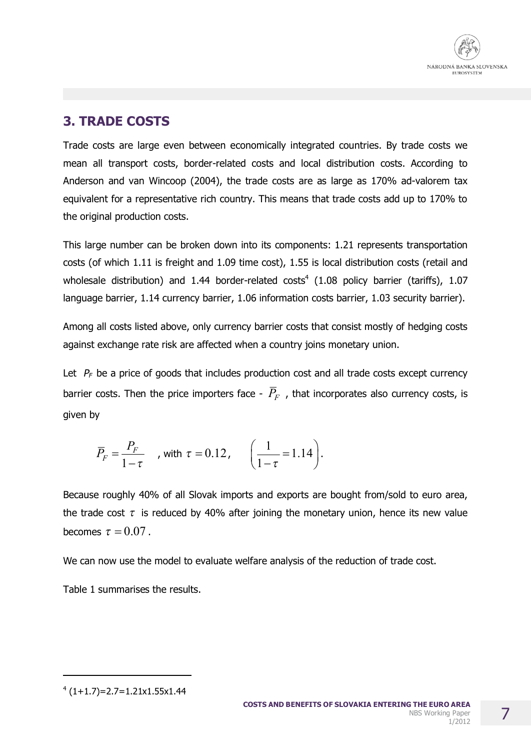## 3. TRADE COSTS

Trade costs are large even between economically integrated countries. By trade costs we mean all transport costs, border-related costs and local distribution costs. According to Anderson and van Wincoop (2004), the trade costs are as large as 170% ad-valorem tax equivalent for a representative rich country. This means that trade costs add up to 170% to the original production costs.

This large number can be broken down into its components: 1.21 represents transportation costs (of which 1.11 is freight and 1.09 time cost), 1.55 is local distribution costs (retail and wholesale distribution) and 1.44 border-related costs[4] (1.08 policy barrier (tariffs), 1.07 language barrier, 1.14 currency barrier, 1.06 information costs barrier, 1.03 security barrier).

Among all costs listed above, only currency barrier costs that consist mostly of hedging costs against exchange rate risk are affected when a country joins monetary union.

Let $P_F$ be a price of goods that includes production cost and all trade costs except currency barrier costs. Then the price importers face - $\overline{P}_F$, that incorporates also currency costs, is given by

$$\overline{P}_F = \frac{P_F}{1-\tau} \quad \text{, with } \tau = 0.12, \quad \left(\frac{1}{1-\tau} = 1.14\right).$$

Because roughly 40% of all Slovak imports and exports are bought from/sold to euro area, the trade cost $\tau$ is reduced by 40% after joining the monetary union, hence its new value becomes $\tau = 0.07$.

We can now use the model to evaluate welfare analysis of the reduction of trade cost.

Table 1 summarises the results.

[4] (1+1.7)=2.7=1.21x1.55x1.44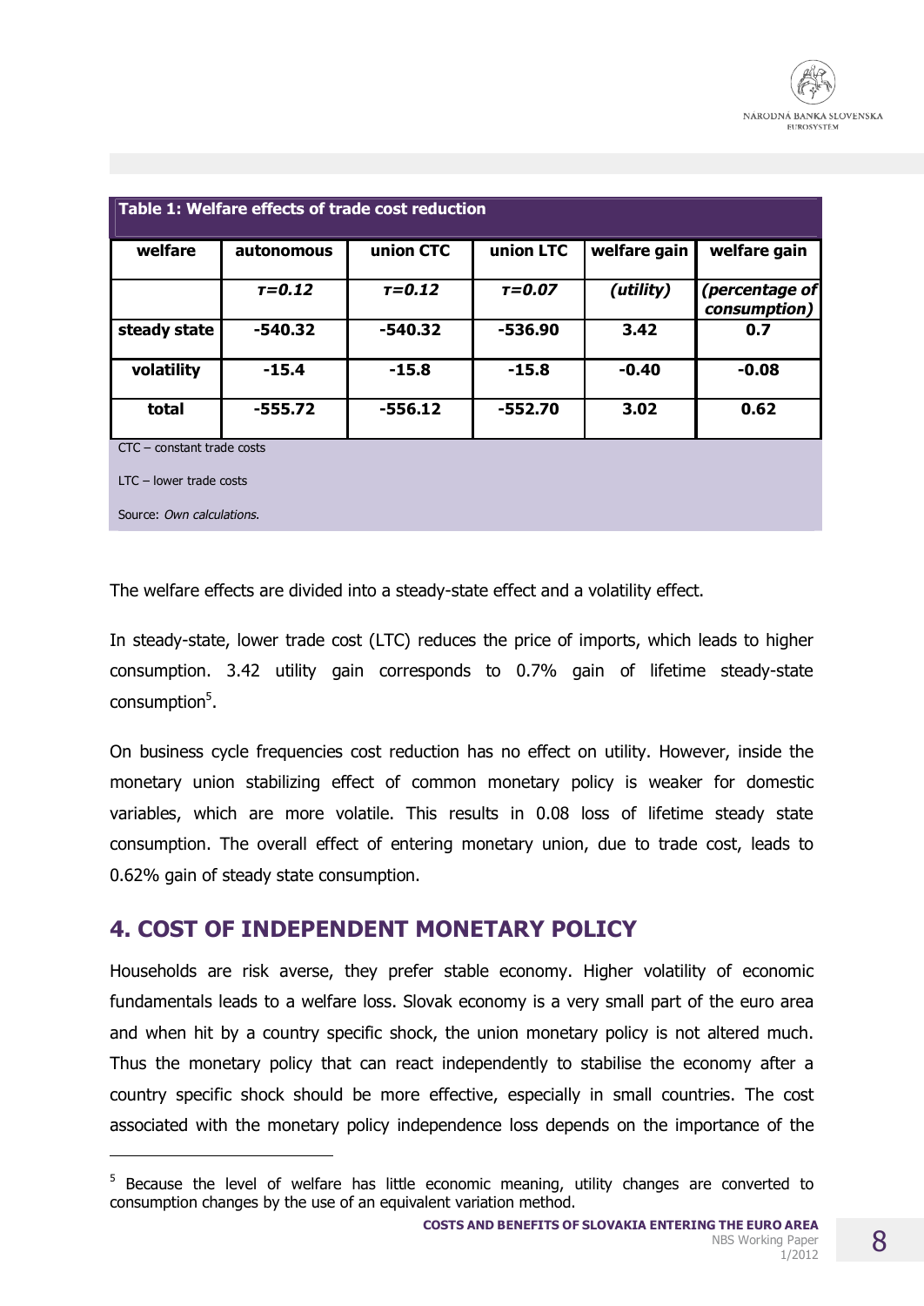**Table 1: Welfare effects of trade cost reduction**

| welfare | autonomous | union CTC | union LTC | welfare gain | welfare gain |
|---|---|---|---|---|---|
| | *$\tau$=0.12* | *$\tau$=0.12* | *$\tau$=0.07* | *(utility)* | *(percentage of consumption)* |
| **steady state** | **-540.32** | **-540.32** | **-536.90** | **3.42** | **0.7** |
| **volatility** | **-15.4** | **-15.8** | **-15.8** | **-0.40** | **-0.08** |
| **total** | **-555.72** | **-556.12** | **-552.70** | **3.02** | **0.62** |

CTC – constant trade costs

LTC – lower trade costs

Source: *Own calculations.*

The welfare effects are divided into a steady-state effect and a volatility effect.

In steady-state, lower trade cost (LTC) reduces the price of imports, which leads to higher consumption. 3.42 utility gain corresponds to 0.7% gain of lifetime steady-state consumption[5].

On business cycle frequencies cost reduction has no effect on utility. However, inside the monetary union stabilizing effect of common monetary policy is weaker for domestic variables, which are more volatile. This results in 0.08 loss of lifetime steady state consumption. The overall effect of entering monetary union, due to trade cost, leads to 0.62% gain of steady state consumption.

## 4. COST OF INDEPENDENT MONETARY POLICY

Households are risk averse, they prefer stable economy. Higher volatility of economic fundamentals leads to a welfare loss. Slovak economy is a very small part of the euro area and when hit by a country specific shock, the union monetary policy is not altered much. Thus the monetary policy that can react independently to stabilise the economy after a country specific shock should be more effective, especially in small countries. The cost associated with the monetary policy independence loss depends on the importance of the

[5] Because the level of welfare has little economic meaning, utility changes are converted to consumption changes by the use of an equivalent variation method.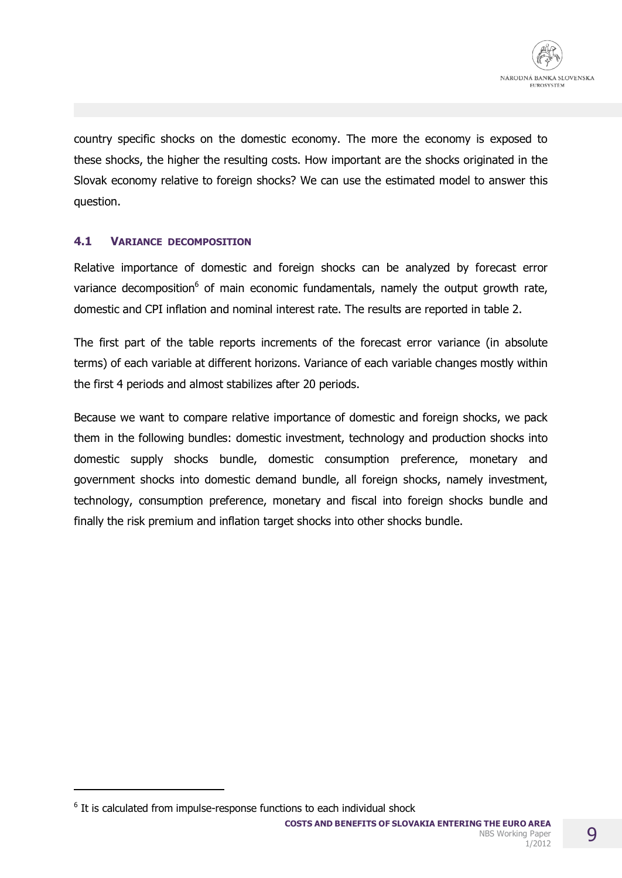country specific shocks on the domestic economy. The more the economy is exposed to these shocks, the higher the resulting costs. How important are the shocks originated in the Slovak economy relative to foreign shocks? We can use the estimated model to answer this question.

### 4.1 VARIANCE DECOMPOSITION

Relative importance of domestic and foreign shocks can be analyzed by forecast error variance decomposition[6] of main economic fundamentals, namely the output growth rate, domestic and CPI inflation and nominal interest rate. The results are reported in table 2.

The first part of the table reports increments of the forecast error variance (in absolute terms) of each variable at different horizons. Variance of each variable changes mostly within the first 4 periods and almost stabilizes after 20 periods.

Because we want to compare relative importance of domestic and foreign shocks, we pack them in the following bundles: domestic investment, technology and production shocks into domestic supply shocks bundle, domestic consumption preference, monetary and government shocks into domestic demand bundle, all foreign shocks, namely investment, technology, consumption preference, monetary and fiscal into foreign shocks bundle and finally the risk premium and inflation target shocks into other shocks bundle.

[6] It is calculated from impulse-response functions to each individual shock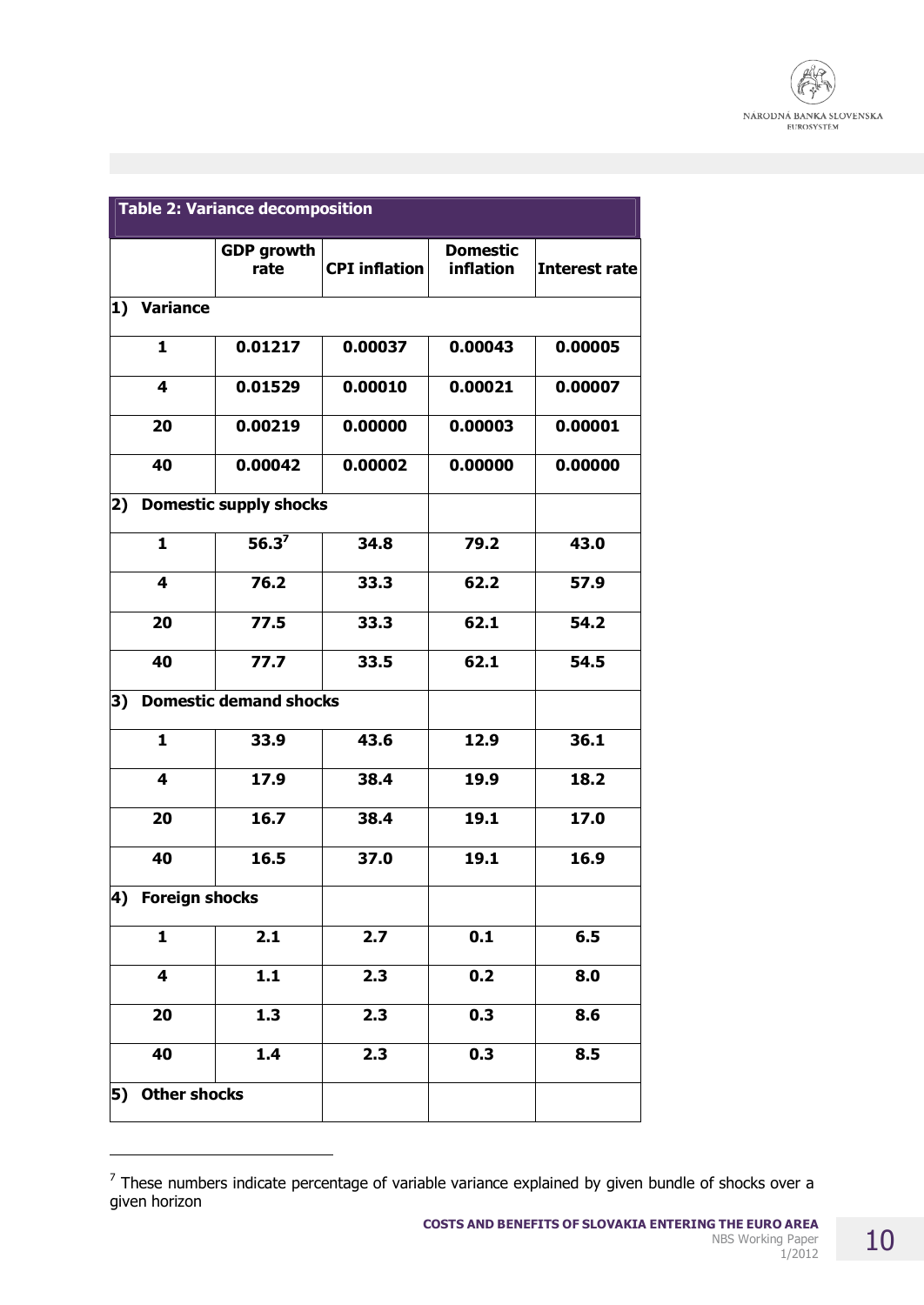**Table 2: Variance decomposition**

| | GDP growth rate | CPI inflation | Domestic inflation | Interest rate |
|---|---|---|---|---|
| **1) Variance** | | | | |
| 1 | 0.01217 | 0.00037 | 0.00043 | 0.00005 |
| 4 | 0.01529 | 0.00010 | 0.00021 | 0.00007 |
| 20 | 0.00219 | 0.00000 | 0.00003 | 0.00001 |
| 40 | 0.00042 | 0.00002 | 0.00000 | 0.00000 |
| **2) Domestic supply shocks** | | | | |
| 1 | 56.3[7] | 34.8 | 79.2 | 43.0 |
| 4 | 76.2 | 33.3 | 62.2 | 57.9 |
| 20 | 77.5 | 33.3 | 62.1 | 54.2 |
| 40 | 77.7 | 33.5 | 62.1 | 54.5 |
| **3) Domestic demand shocks** | | | | |
| 1 | 33.9 | 43.6 | 12.9 | 36.1 |
| 4 | 17.9 | 38.4 | 19.9 | 18.2 |
| 20 | 16.7 | 38.4 | 19.1 | 17.0 |
| 40 | 16.5 | 37.0 | 19.1 | 16.9 |
| **4) Foreign shocks** | | | | |
| 1 | 2.1 | 2.7 | 0.1 | 6.5 |
| 4 | 1.1 | 2.3 | 0.2 | 8.0 |
| 20 | 1.3 | 2.3 | 0.3 | 8.6 |
| 40 | 1.4 | 2.3 | 0.3 | 8.5 |
| **5) Other shocks** | | | | |

[7] These numbers indicate percentage of variable variance explained by given bundle of shocks over a given horizon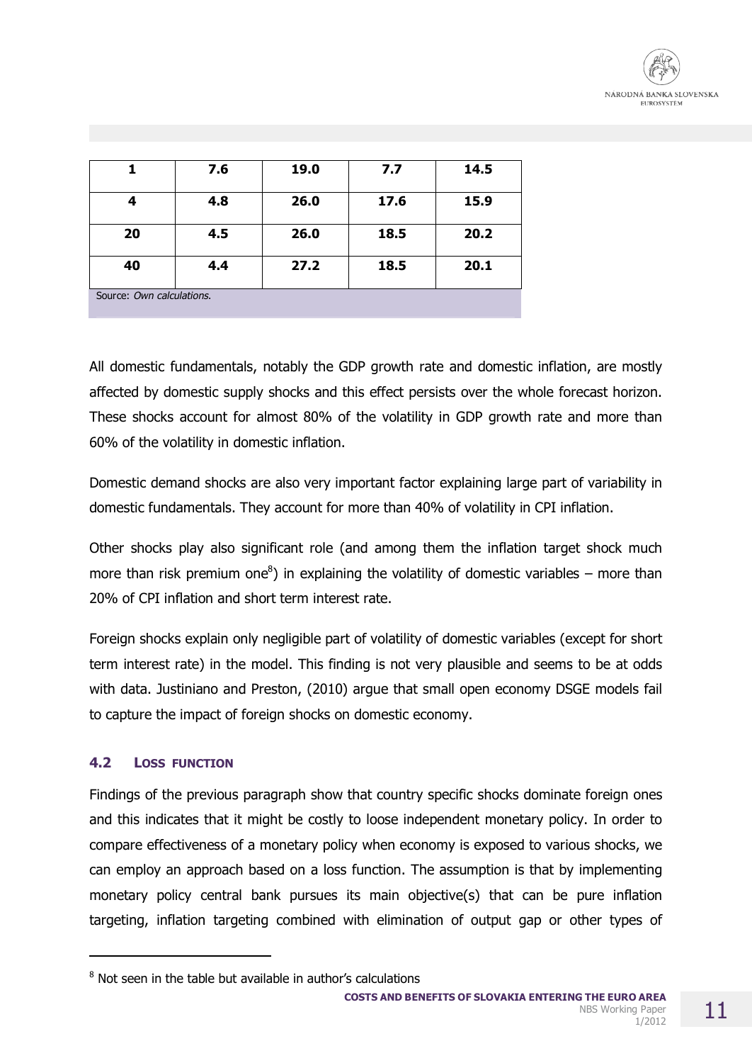| 1 | 7.6 | 19.0 | 7.7 | 14.5 |
|---|---|---|---|---|
| 4 | 4.8 | 26.0 | 17.6 | 15.9 |
| 20 | 4.5 | 26.0 | 18.5 | 20.2 |
| 40 | 4.4 | 27.2 | 18.5 | 20.1 |

Source: *Own calculations.*

All domestic fundamentals, notably the GDP growth rate and domestic inflation, are mostly affected by domestic supply shocks and this effect persists over the whole forecast horizon. These shocks account for almost 80% of the volatility in GDP growth rate and more than 60% of the volatility in domestic inflation.

Domestic demand shocks are also very important factor explaining large part of variability in domestic fundamentals. They account for more than 40% of volatility in CPI inflation.

Other shocks play also significant role (and among them the inflation target shock much more than risk premium one[8]) in explaining the volatility of domestic variables – more than 20% of CPI inflation and short term interest rate.

Foreign shocks explain only negligible part of volatility of domestic variables (except for short term interest rate) in the model. This finding is not very plausible and seems to be at odds with data. Justiniano and Preston, (2010) argue that small open economy DSGE models fail to capture the impact of foreign shocks on domestic economy.

### 4.2 LOSS FUNCTION

Findings of the previous paragraph show that country specific shocks dominate foreign ones and this indicates that it might be costly to loose independent monetary policy. In order to compare effectiveness of a monetary policy when economy is exposed to various shocks, we can employ an approach based on a loss function. The assumption is that by implementing monetary policy central bank pursues its main objective(s) that can be pure inflation targeting, inflation targeting combined with elimination of output gap or other types of

[8] Not seen in the table but available in author's calculations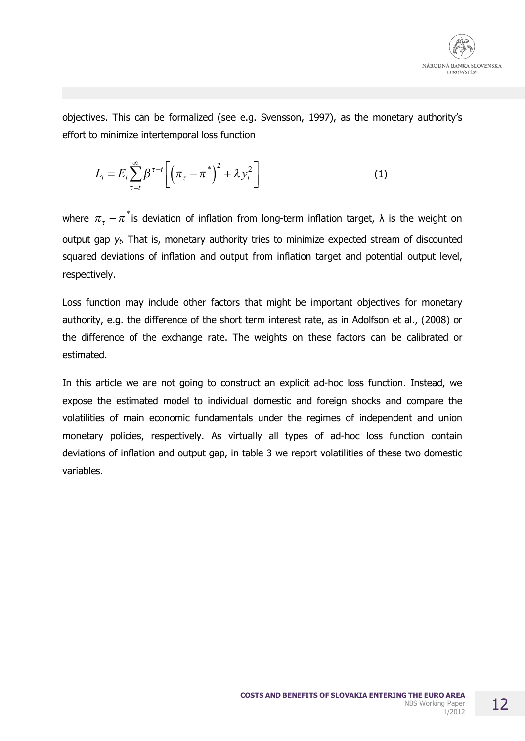objectives. This can be formalized (see e.g. Svensson, 1997), as the monetary authority's effort to minimize intertemporal loss function

$$L_t = E_t \sum_{\tau=t}^{\infty} \beta^{\tau-t} \left[ \left( \pi_\tau - \pi^* \right)^2 + \lambda y_t^2 \right] \tag{1}$$

where $\pi_\tau - \pi^*$ is deviation of inflation from long-term inflation target, λ is the weight on output gap $y_t$. That is, monetary authority tries to minimize expected stream of discounted squared deviations of inflation and output from inflation target and potential output level, respectively.

Loss function may include other factors that might be important objectives for monetary authority, e.g. the difference of the short term interest rate, as in Adolfson et al., (2008) or the difference of the exchange rate. The weights on these factors can be calibrated or estimated.

In this article we are not going to construct an explicit ad-hoc loss function. Instead, we expose the estimated model to individual domestic and foreign shocks and compare the volatilities of main economic fundamentals under the regimes of independent and union monetary policies, respectively. As virtually all types of ad-hoc loss function contain deviations of inflation and output gap, in table 3 we report volatilities of these two domestic variables.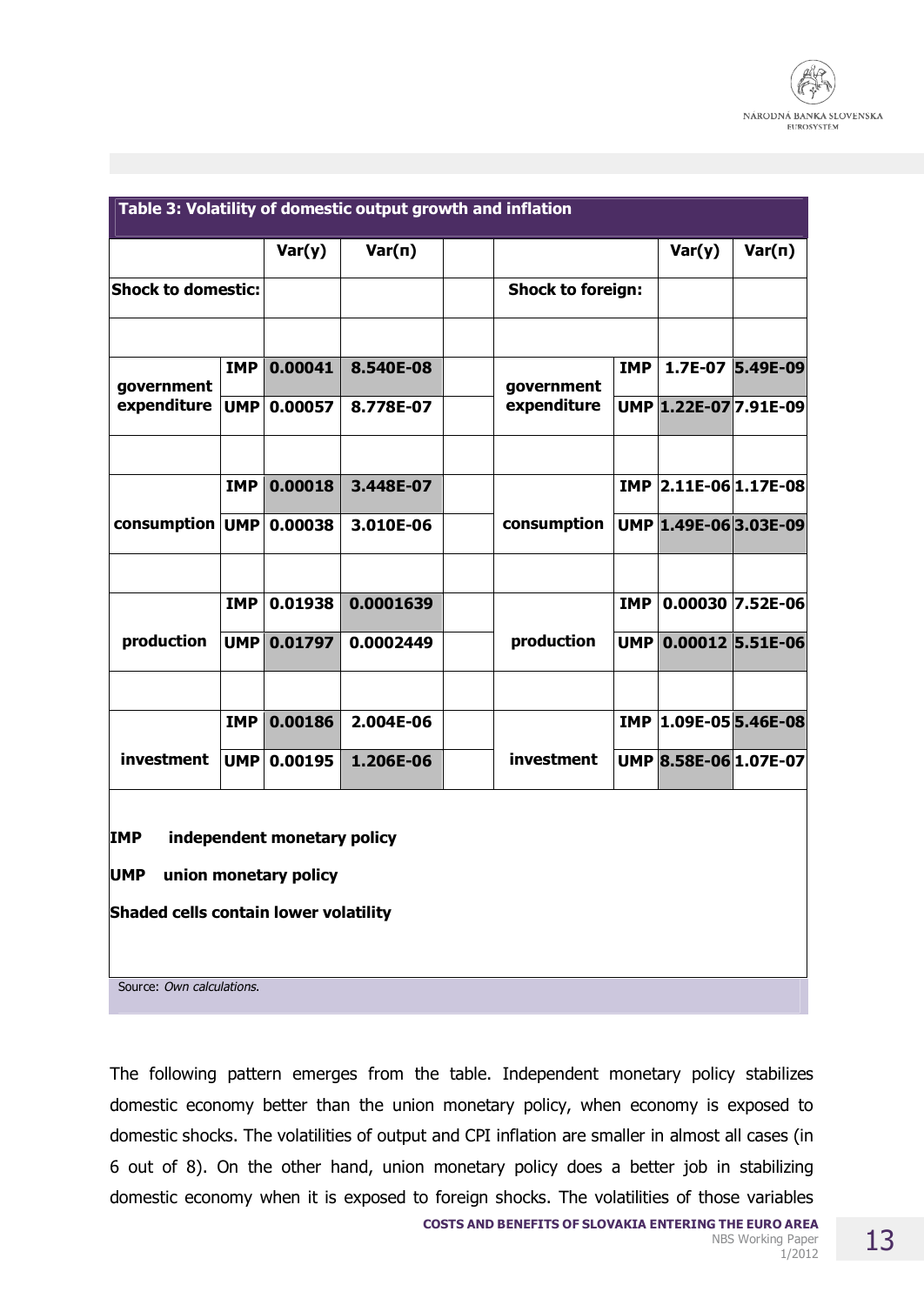**Table 3: Volatility of domestic output growth and inflation**

| | | Var(y) | Var(π) | | | | Var(y) | Var(π) |
|---|---|---|---|---|---|---|---|---|
| **Shock to domestic:** | | | | | **Shock to foreign:** | | | |
| | | | | | | | | |
| government expenditure | IMP | 0.00041 | 8.540E-08 | | government expenditure | IMP | 1.7E-07 | 5.49E-09 |
| | UMP | 0.00057 | 8.778E-07 | | | UMP | 1.22E-07 | 7.91E-09 |
| | | | | | | | | |
| consumption | IMP | 0.00018 | 3.448E-07 | | consumption | IMP | 2.11E-06 | 1.17E-08 |
| | UMP | 0.00038 | 3.010E-06 | | | UMP | 1.49E-06 | 3.03E-09 |
| | | | | | | | | |
| production | IMP | 0.01938 | 0.0001639 | | production | IMP | 0.00030 | 7.52E-06 |
| | UMP | 0.01797 | 0.0002449 | | | UMP | 0.00012 | 5.51E-06 |
| | | | | | | | | |
| investment | IMP | 0.00186 | 2.004E-06 | | investment | IMP | 1.09E-05 | 5.46E-08 |
| | UMP | 0.00195 | 1.206E-06 | | | UMP | 8.58E-06 | 1.07E-07 |

**IMP** independent monetary policy

**UMP** union monetary policy

**Shaded cells contain lower volatility**

Source: *Own calculations.*

The following pattern emerges from the table. Independent monetary policy stabilizes domestic economy better than the union monetary policy, when economy is exposed to domestic shocks. The volatilities of output and CPI inflation are smaller in almost all cases (in 6 out of 8). On the other hand, union monetary policy does a better job in stabilizing domestic economy when it is exposed to foreign shocks. The volatilities of those variables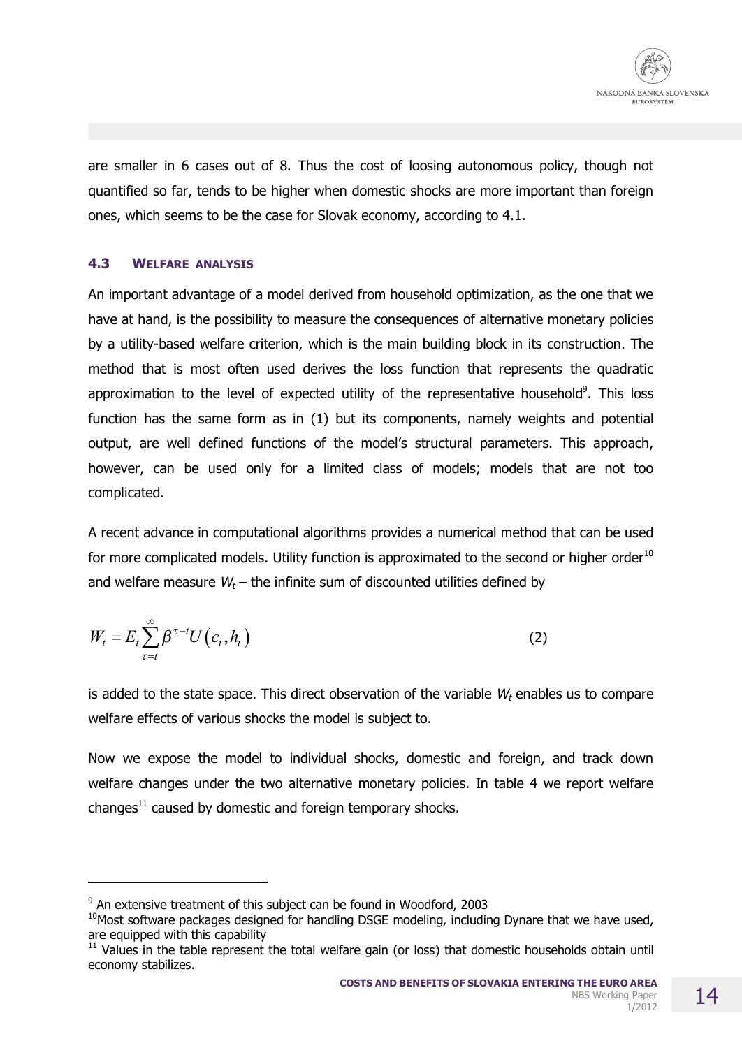are smaller in 6 cases out of 8. Thus the cost of loosing autonomous policy, though not quantified so far, tends to be higher when domestic shocks are more important than foreign ones, which seems to be the case for Slovak economy, according to 4.1.

### 4.3 WELFARE ANALYSIS

An important advantage of a model derived from household optimization, as the one that we have at hand, is the possibility to measure the consequences of alternative monetary policies by a utility-based welfare criterion, which is the main building block in its construction. The method that is most often used derives the loss function that represents the quadratic approximation to the level of expected utility of the representative household[9]. This loss function has the same form as in (1) but its components, namely weights and potential output, are well defined functions of the model's structural parameters. This approach, however, can be used only for a limited class of models; models that are not too complicated.

A recent advance in computational algorithms provides a numerical method that can be used for more complicated models. Utility function is approximated to the second or higher order[10] and welfare measure $W_t$ – the infinite sum of discounted utilities defined by

$$W_t = E_t \sum_{\tau=t}^{\infty} \beta^{\tau-t} U\left(c_t, h_t\right) \tag{2}$$

is added to the state space. This direct observation of the variable $W_t$ enables us to compare welfare effects of various shocks the model is subject to.

Now we expose the model to individual shocks, domestic and foreign, and track down welfare changes under the two alternative monetary policies. In table 4 we report welfare changes[11] caused by domestic and foreign temporary shocks.

---

[9] An extensive treatment of this subject can be found in Woodford, 2003

[10] Most software packages designed for handling DSGE modeling, including Dynare that we have used, are equipped with this capability

[11] Values in the table represent the total welfare gain (or loss) that domestic households obtain until economy stabilizes.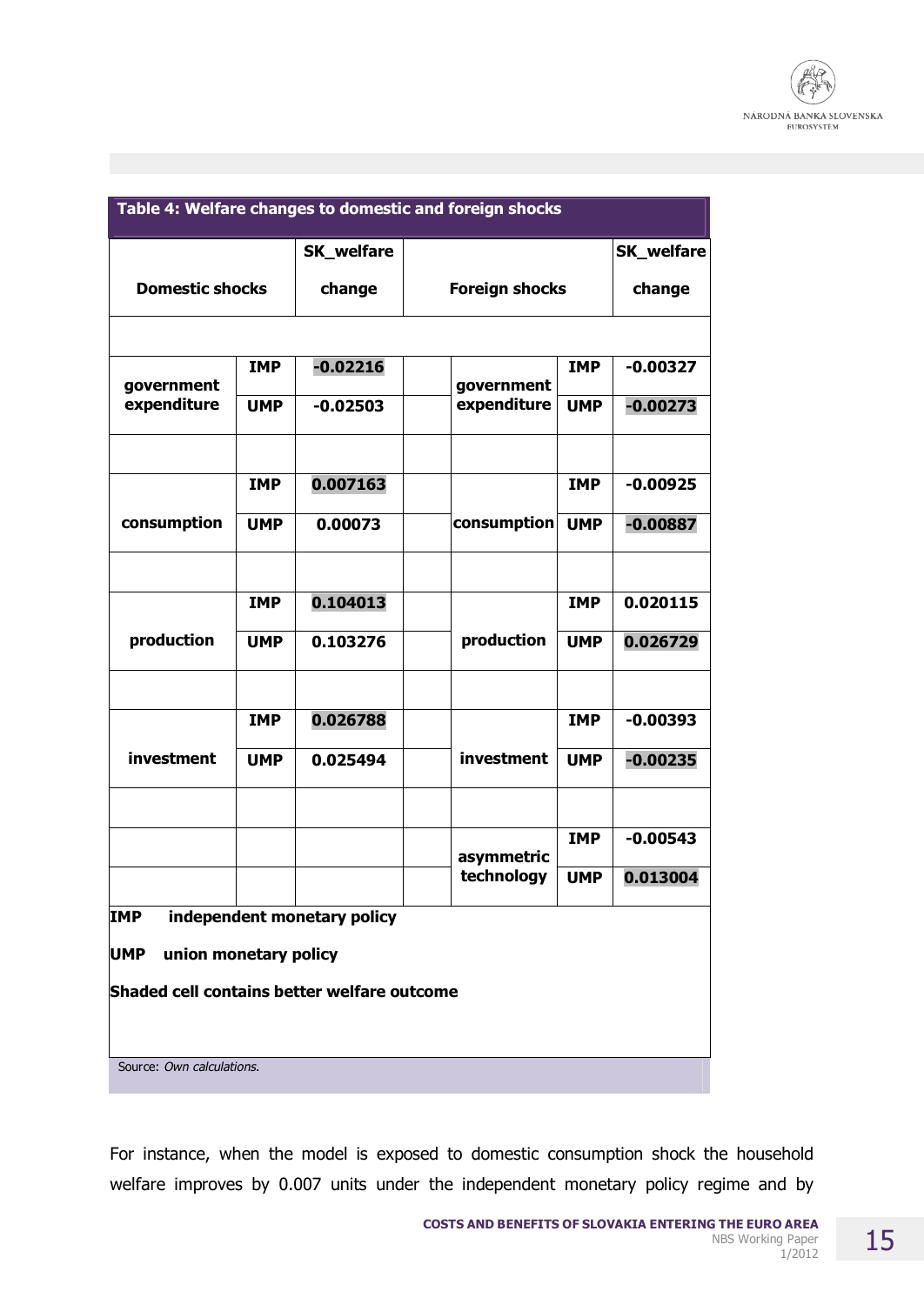**Table 4: Welfare changes to domestic and foreign shocks**

| Domestic shocks | | SK_welfare change | | Foreign shocks | | SK_welfare change |
|---|---|---|---|---|---|---|
| government expenditure | IMP | **-0.02216** | | government expenditure | IMP | -0.00327 |
| | UMP | -0.02503 | | | UMP | **-0.00273** |
| consumption | IMP | **0.007163** | | consumption | IMP | -0.00925 |
| | UMP | 0.00073 | | | UMP | **-0.00887** |
| production | IMP | **0.104013** | | production | IMP | 0.020115 |
| | UMP | 0.103276 | | | UMP | **0.026729** |
| investment | IMP | **0.026788** | | investment | IMP | -0.00393 |
| | UMP | 0.025494 | | | UMP | **-0.00235** |
| | | | | asymmetric technology | IMP | -0.00543 |
| | | | | | UMP | **0.013004** |

**IMP** independent monetary policy

**UMP** union monetary policy

**Shaded cell contains better welfare outcome**

Source: *Own calculations.*

For instance, when the model is exposed to domestic consumption shock the household welfare improves by 0.007 units under the independent monetary policy regime and by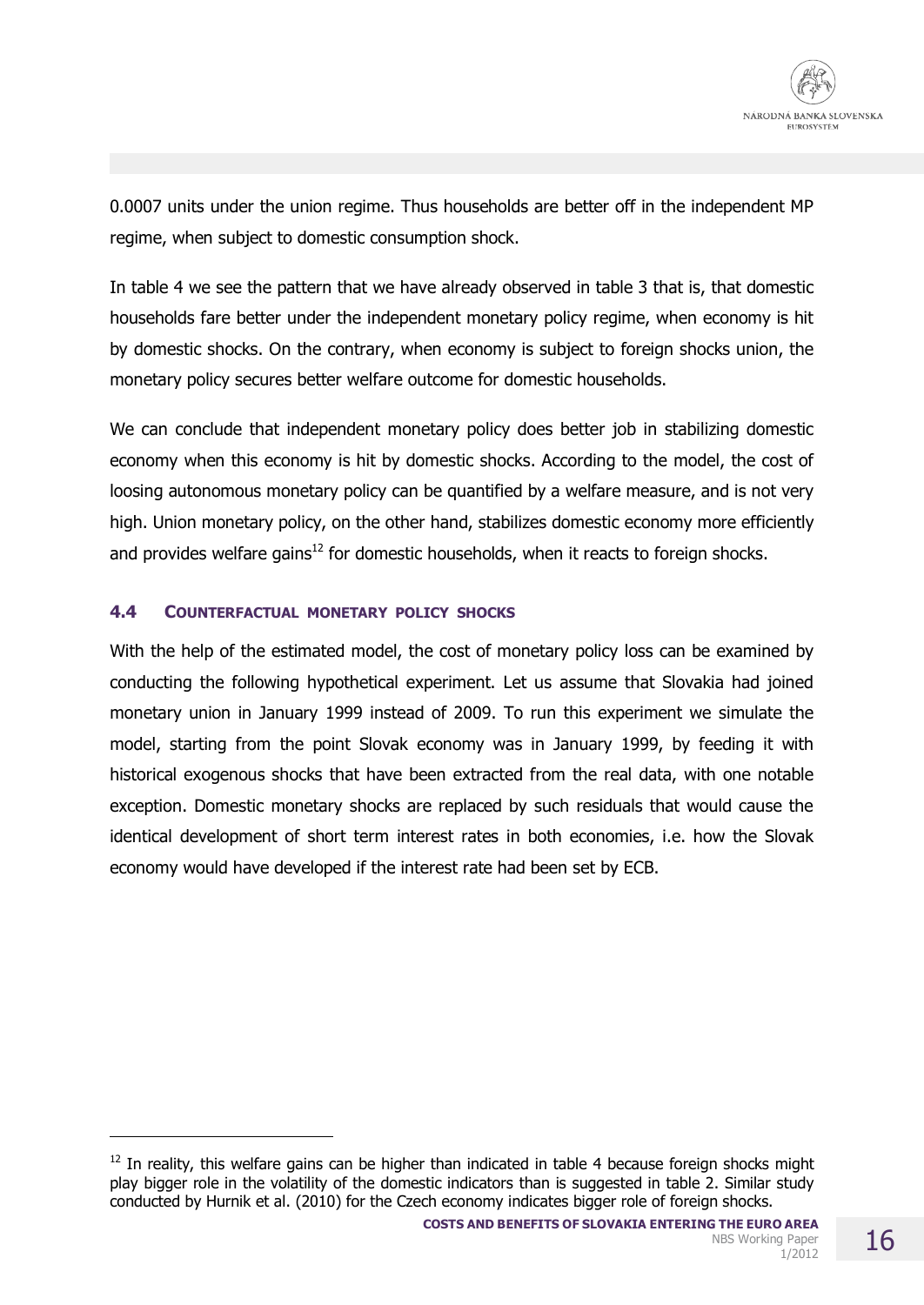0.0007 units under the union regime. Thus households are better off in the independent MP regime, when subject to domestic consumption shock.

In table 4 we see the pattern that we have already observed in table 3 that is, that domestic households fare better under the independent monetary policy regime, when economy is hit by domestic shocks. On the contrary, when economy is subject to foreign shocks union, the monetary policy secures better welfare outcome for domestic households.

We can conclude that independent monetary policy does better job in stabilizing domestic economy when this economy is hit by domestic shocks. According to the model, the cost of loosing autonomous monetary policy can be quantified by a welfare measure, and is not very high. Union monetary policy, on the other hand, stabilizes domestic economy more efficiently and provides welfare gains[12] for domestic households, when it reacts to foreign shocks.

### 4.4 COUNTERFACTUAL MONETARY POLICY SHOCKS

With the help of the estimated model, the cost of monetary policy loss can be examined by conducting the following hypothetical experiment. Let us assume that Slovakia had joined monetary union in January 1999 instead of 2009. To run this experiment we simulate the model, starting from the point Slovak economy was in January 1999, by feeding it with historical exogenous shocks that have been extracted from the real data, with one notable exception. Domestic monetary shocks are replaced by such residuals that would cause the identical development of short term interest rates in both economies, i.e. how the Slovak economy would have developed if the interest rate had been set by ECB.

---

[12] In reality, this welfare gains can be higher than indicated in table 4 because foreign shocks might play bigger role in the volatility of the domestic indicators than is suggested in table 2. Similar study conducted by Hurnik et al. (2010) for the Czech economy indicates bigger role of foreign shocks.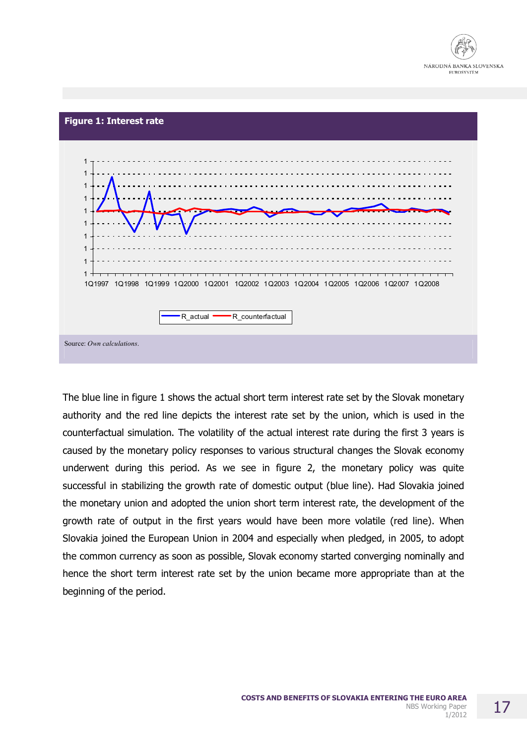**Figure 1: Interest rate**

Source: *Own calculations*.

The blue line in figure 1 shows the actual short term interest rate set by the Slovak monetary authority and the red line depicts the interest rate set by the union, which is used in the counterfactual simulation. The volatility of the actual interest rate during the first 3 years is caused by the monetary policy responses to various structural changes the Slovak economy underwent during this period. As we see in figure 2, the monetary policy was quite successful in stabilizing the growth rate of domestic output (blue line). Had Slovakia joined the monetary union and adopted the union short term interest rate, the development of the growth rate of output in the first years would have been more volatile (red line). When Slovakia joined the European Union in 2004 and especially when pledged, in 2005, to adopt the common currency as soon as possible, Slovak economy started converging nominally and hence the short term interest rate set by the union became more appropriate than at the beginning of the period.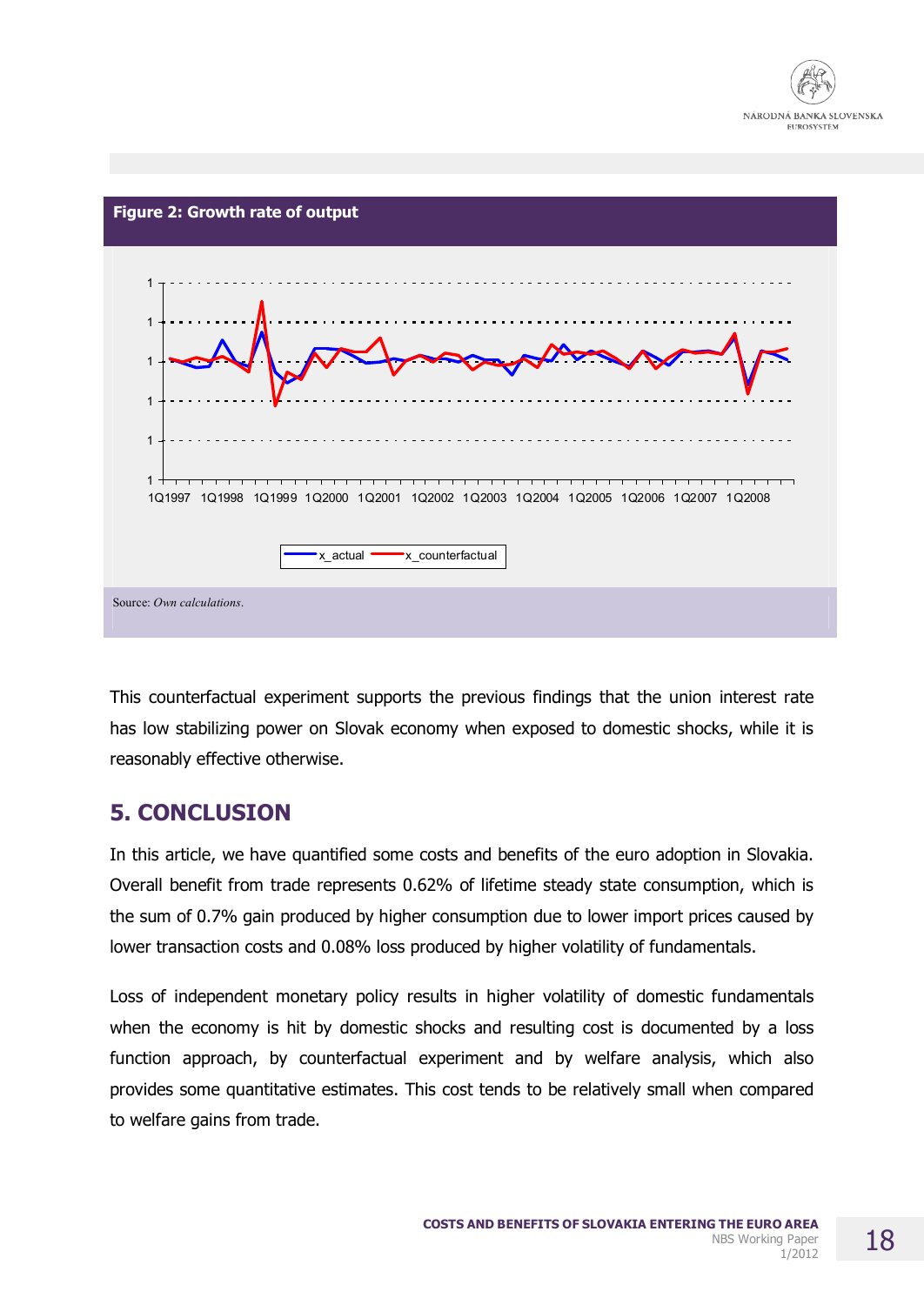**Figure 2: Growth rate of output**

Source: *Own calculations*.

This counterfactual experiment supports the previous findings that the union interest rate has low stabilizing power on Slovak economy when exposed to domestic shocks, while it is reasonably effective otherwise.

## 5. CONCLUSION

In this article, we have quantified some costs and benefits of the euro adoption in Slovakia. Overall benefit from trade represents 0.62% of lifetime steady state consumption, which is the sum of 0.7% gain produced by higher consumption due to lower import prices caused by lower transaction costs and 0.08% loss produced by higher volatility of fundamentals.

Loss of independent monetary policy results in higher volatility of domestic fundamentals when the economy is hit by domestic shocks and resulting cost is documented by a loss function approach, by counterfactual experiment and by welfare analysis, which also provides some quantitative estimates. This cost tends to be relatively small when compared to welfare gains from trade.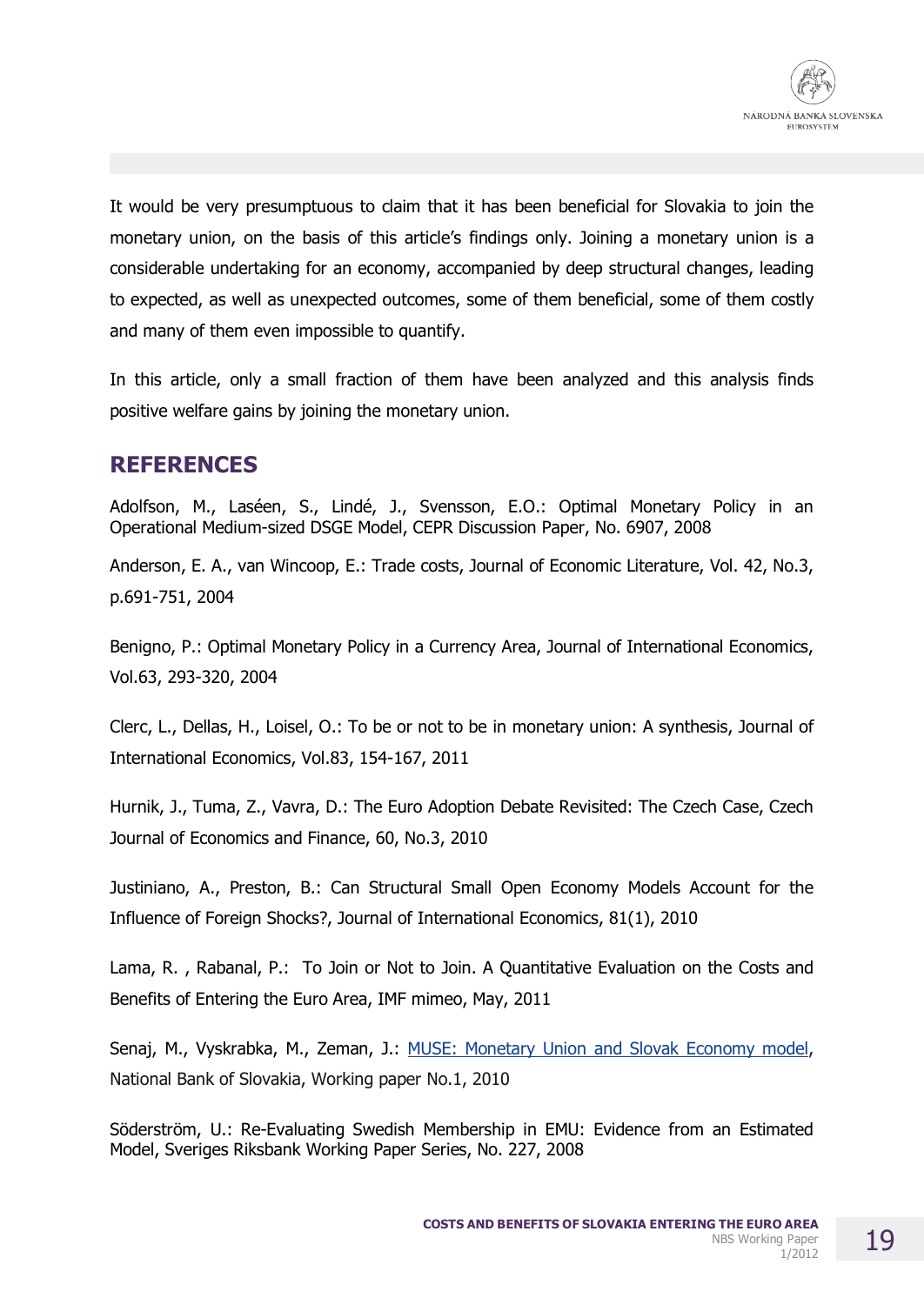It would be very presumptuous to claim that it has been beneficial for Slovakia to join the monetary union, on the basis of this article's findings only. Joining a monetary union is a considerable undertaking for an economy, accompanied by deep structural changes, leading to expected, as well as unexpected outcomes, some of them beneficial, some of them costly and many of them even impossible to quantify.

In this article, only a small fraction of them have been analyzed and this analysis finds positive welfare gains by joining the monetary union.

## REFERENCES

Adolfson, M., Laséen, S., Lindé, J., Svensson, E.O.: Optimal Monetary Policy in an Operational Medium-sized DSGE Model, CEPR Discussion Paper, No. 6907, 2008

Anderson, E. A., van Wincoop, E.: Trade costs, Journal of Economic Literature, Vol. 42, No.3, p.691-751, 2004

Benigno, P.: Optimal Monetary Policy in a Currency Area, Journal of International Economics, Vol.63, 293-320, 2004

Clerc, L., Dellas, H., Loisel, O.: To be or not to be in monetary union: A synthesis, Journal of International Economics, Vol.83, 154-167, 2011

Hurnik, J., Tuma, Z., Vavra, D.: The Euro Adoption Debate Revisited: The Czech Case, Czech Journal of Economics and Finance, 60, No.3, 2010

Justiniano, A., Preston, B.: Can Structural Small Open Economy Models Account for the Influence of Foreign Shocks?, Journal of International Economics, 81(1), 2010

Lama, R. , Rabanal, P.: To Join or Not to Join. A Quantitative Evaluation on the Costs and Benefits of Entering the Euro Area, IMF mimeo, May, 2011

Senaj, M., Vyskrabka, M., Zeman, J.: MUSE: Monetary Union and Slovak Economy model, National Bank of Slovakia, Working paper No.1, 2010

Söderström, U.: Re-Evaluating Swedish Membership in EMU: Evidence from an Estimated Model, Sveriges Riksbank Working Paper Series, No. 227, 2008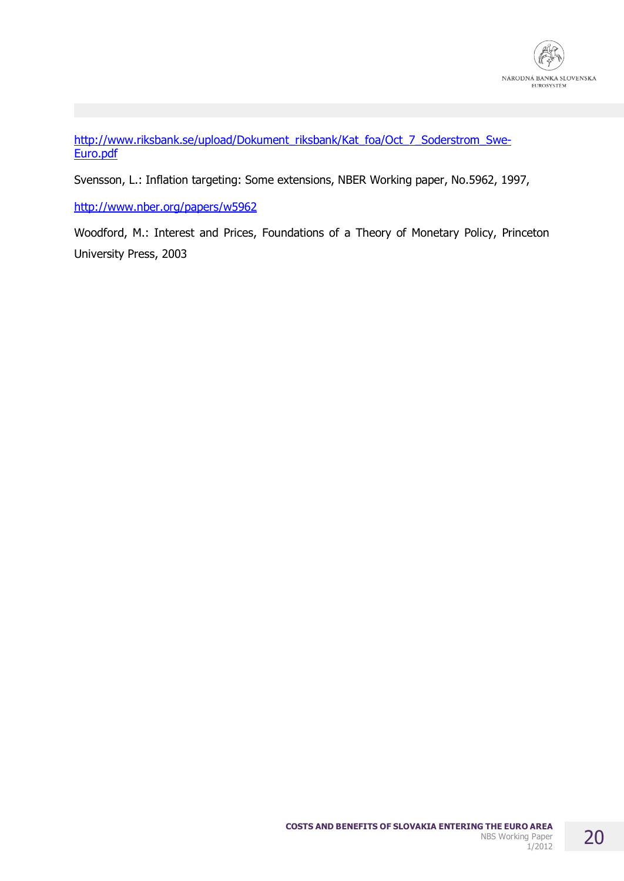http://www.riksbank.se/upload/Dokument_riksbank/Kat_foa/Oct_7_Soderstrom_Swe-Euro.pdf

Svensson, L.: Inflation targeting: Some extensions, NBER Working paper, No.5962, 1997,

http://www.nber.org/papers/w5962

Woodford, M.: Interest and Prices, Foundations of a Theory of Monetary Policy, Princeton University Press, 2003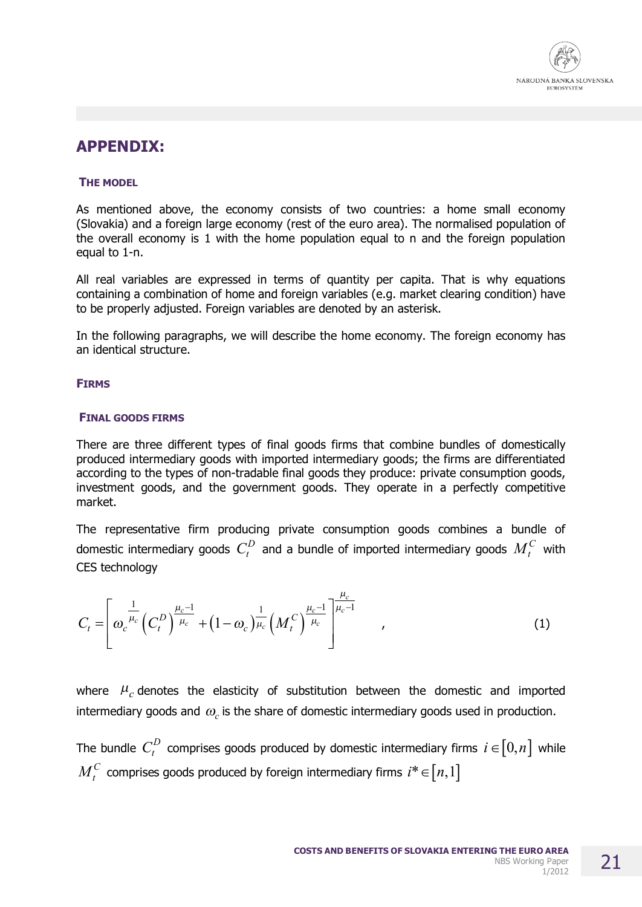## APPENDIX:

### THE MODEL

As mentioned above, the economy consists of two countries: a home small economy (Slovakia) and a foreign large economy (rest of the euro area). The normalised population of the overall economy is 1 with the home population equal to n and the foreign population equal to 1-n.

All real variables are expressed in terms of quantity per capita. That is why equations containing a combination of home and foreign variables (e.g. market clearing condition) have to be properly adjusted. Foreign variables are denoted by an asterisk.

In the following paragraphs, we will describe the home economy. The foreign economy has an identical structure.

### FIRMS

#### FINAL GOODS FIRMS

There are three different types of final goods firms that combine bundles of domestically produced intermediary goods with imported intermediary goods; the firms are differentiated according to the types of non-tradable final goods they produce: private consumption goods, investment goods, and the government goods. They operate in a perfectly competitive market.

The representative firm producing private consumption goods combines a bundle of domestic intermediary goods $C_t^D$ and a bundle of imported intermediary goods $M_t^C$ with CES technology

$$C_t = \left[ \omega_c^{\frac{1}{\mu_c}} \left( C_t^D \right)^{\frac{\mu_c - 1}{\mu_c}} + \left( 1 - \omega_c \right)^{\frac{1}{\mu_c}} \left( M_t^C \right)^{\frac{\mu_c - 1}{\mu_c}} \right]^{\frac{\mu_c}{\mu_c - 1}} , \qquad (1)$$

where $\mu_c$ denotes the elasticity of substitution between the domestic and imported intermediary goods and $\omega_c$ is the share of domestic intermediary goods used in production.

The bundle $C_t^D$ comprises goods produced by domestic intermediary firms $i \in [0, n]$ while $M_t^C$ comprises goods produced by foreign intermediary firms $i^* \in [n, 1]$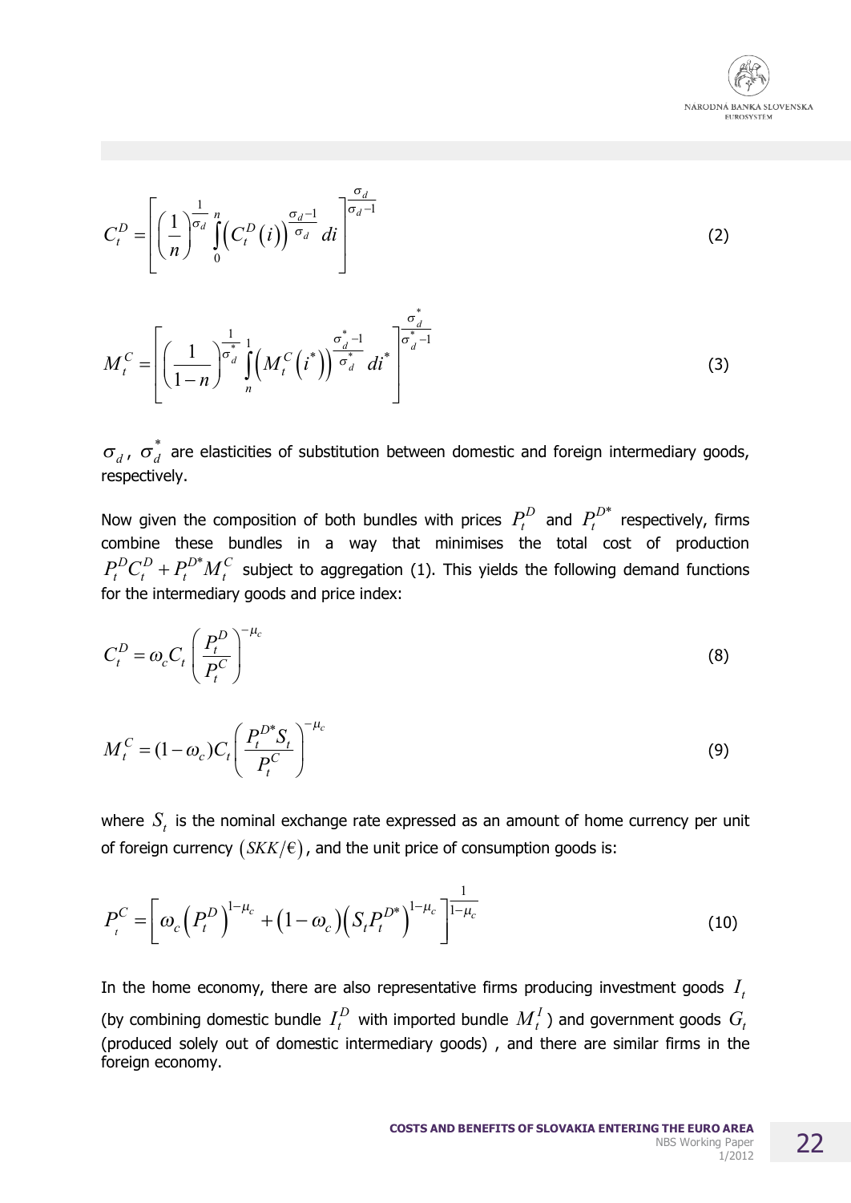$$C_t^D = \left[ \left( \frac{1}{n} \right)^{\frac{1}{\sigma_d}} \int_0^n \left( C_t^D(i) \right)^{\frac{\sigma_d - 1}{\sigma_d}} di \right]^{\frac{\sigma_d}{\sigma_d - 1}} \tag{2}$$

$$M_t^C = \left[ \left( \frac{1}{1-n} \right)^{\frac{1}{\sigma_d^*}} \int_n^1 \left( M_t^C(i^*) \right)^{\frac{\sigma_d^* - 1}{\sigma_d^*}} di^* \right]^{\frac{\sigma_d^*}{\sigma_d^* - 1}} \tag{3}$$

$\sigma_d$, $\sigma_d^*$ are elasticities of substitution between domestic and foreign intermediary goods, respectively.

Now given the composition of both bundles with prices $P_t^D$ and $P_t^{D*}$ respectively, firms combine these bundles in a way that minimises the total cost of production $P_t^D C_t^D + P_t^{D*} M_t^C$ subject to aggregation (1). This yields the following demand functions for the intermediary goods and price index:

$$C_t^D = \omega_c C_t \left( \frac{P_t^D}{P_t^C} \right)^{-\mu_c} \tag{8}$$

$$M_t^C = (1 - \omega_c) C_t \left( \frac{P_t^{D*} S_t}{P_t^C} \right)^{-\mu_c} \tag{9}$$

where $S_t$ is the nominal exchange rate expressed as an amount of home currency per unit of foreign currency $(SKK/€)$, and the unit price of consumption goods is:

$$P_t^C = \left[ \omega_c \left( P_t^D \right)^{1-\mu_c} + (1 - \omega_c) \left( S_t P_t^{D*} \right)^{1-\mu_c} \right]^{\frac{1}{1-\mu_c}} \tag{10}$$

In the home economy, there are also representative firms producing investment goods $I_t$ (by combining domestic bundle $I_t^D$ with imported bundle $M_t^I$) and government goods $G_t$ (produced solely out of domestic intermediary goods) , and there are similar firms in the foreign economy.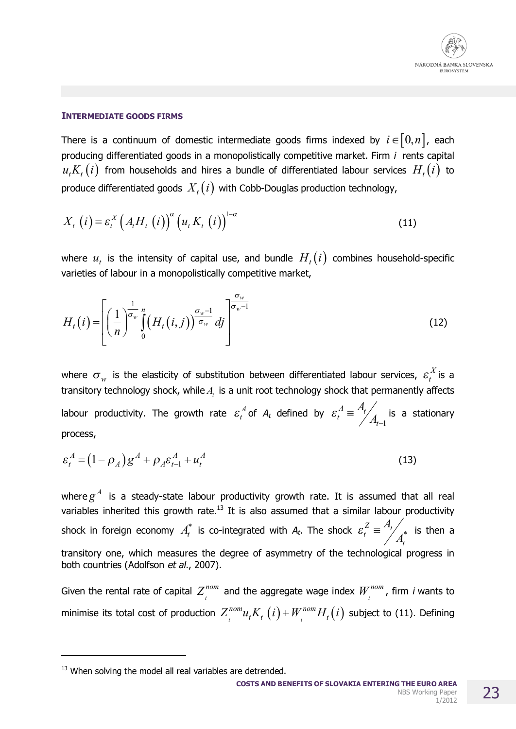### INTERMEDIATE GOODS FIRMS

There is a continuum of domestic intermediate goods firms indexed by $i \in [0,n]$, each producing differentiated goods in a monopolistically competitive market. Firm *i* rents capital $u_t K_t(i)$ from households and hires a bundle of differentiated labour services $H_t(i)$ to produce differentiated goods $X_t(i)$ with Cobb-Douglas production technology,

$$X_t(i) = \varepsilon_t^X \left(A_t H_t(i)\right)^{\alpha} \left(u_t K_t(i)\right)^{1-\alpha} \tag{11}$$

where $u_t$ is the intensity of capital use, and bundle $H_t(i)$ combines household-specific varieties of labour in a monopolistically competitive market,

$$H_t(i) = \left[ \left(\frac{1}{n}\right)^{\frac{1}{\sigma_w}} \int_0^n \left(H_t(i,j)\right)^{\frac{\sigma_w - 1}{\sigma_w}} dj \right]^{\frac{\sigma_w}{\sigma_w - 1}} \tag{12}$$

where $\sigma_w$ is the elasticity of substitution between differentiated labour services, $\varepsilon_t^X$ is a transitory technology shock, while $A_t$ is a unit root technology shock that permanently affects labour productivity. The growth rate $\varepsilon_t^A$ of $A_t$ defined by $\varepsilon_t^A \equiv A_t / A_{t-1}$ is a stationary process,

$$\varepsilon_t^A = (1-\rho_A) g^A + \rho_A \varepsilon_{t-1}^A + u_t^A \tag{13}$$

where $g^A$ is a steady-state labour productivity growth rate. It is assumed that all real variables inherited this growth rate.[13] It is also assumed that a similar labour productivity shock in foreign economy $A_t^*$ is co-integrated with $A_t$. The shock $\varepsilon_t^Z \equiv A_t / A_t^*$ is then a transitory one, which measures the degree of asymmetry of the technological progress in both countries (Adolfson *et al.*, 2007).

Given the rental rate of capital $Z_t^{nom}$ and the aggregate wage index $W_t^{nom}$, firm *i* wants to minimise its total cost of production $Z_t^{nom} u_t K_t(i) + W_t^{nom} H_t(i)$ subject to (11). Defining

---

[13] When solving the model all real variables are detrended.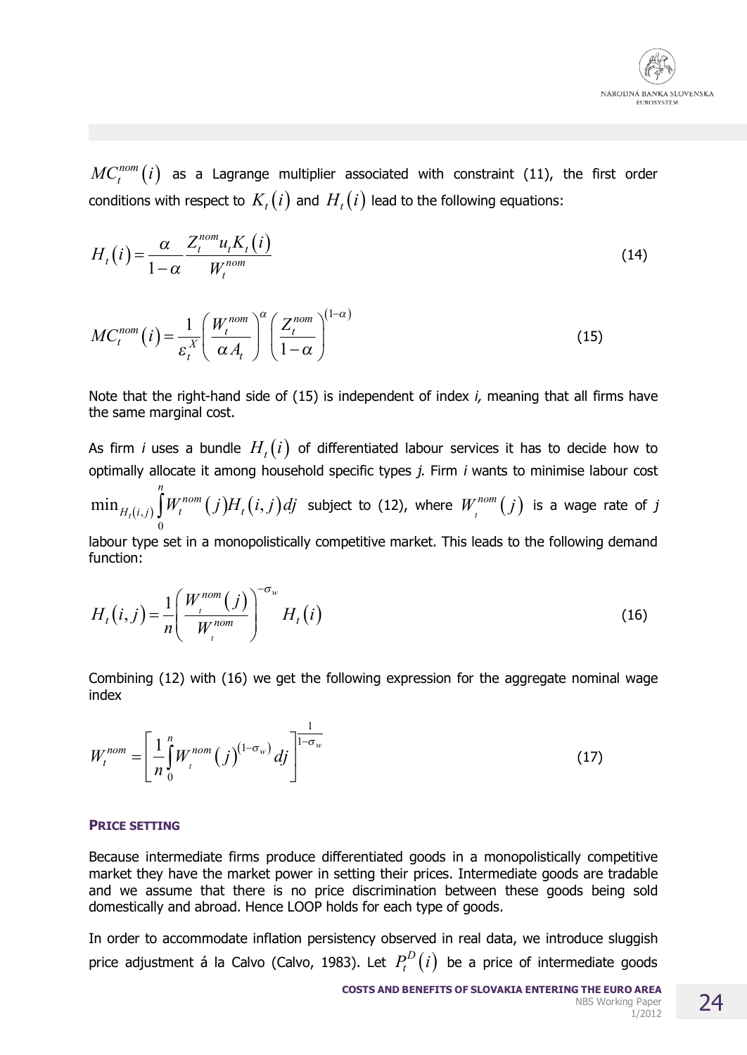$MC_t^{nom}(i)$ as a Lagrange multiplier associated with constraint (11), the first order conditions with respect to $K_t(i)$ and $H_t(i)$ lead to the following equations:

$$H_t(i) = \frac{\alpha}{1-\alpha} \frac{Z_t^{nom} u_t K_t(i)}{W_t^{nom}} \tag{14}$$

$$MC_t^{nom}(i) = \frac{1}{\varepsilon_t^X} \left( \frac{W_t^{nom}}{\alpha A_t} \right)^{\alpha} \left( \frac{Z_t^{nom}}{1-\alpha} \right)^{(1-\alpha)} \tag{15}$$

Note that the right-hand side of (15) is independent of index *i*, meaning that all firms have the same marginal cost.

As firm *i* uses a bundle $H_t(i)$ of differentiated labour services it has to decide how to optimally allocate it among household specific types *j*. Firm *i* wants to minimise labour cost $\min_{H_t(i,j)} \int_0^n W_t^{nom}(j) H_t(i,j) dj$ subject to (12), where $W_t^{nom}(j)$ is a wage rate of *j* labour type set in a monopolistically competitive market. This leads to the following demand function:

$$H_t(i,j) = \frac{1}{n} \left( \frac{W_t^{nom}(j)}{W_t^{nom}} \right)^{-\sigma_w} H_t(i) \tag{16}$$

Combining (12) with (16) we get the following expression for the aggregate nominal wage index

$$W_t^{nom} = \left[ \frac{1}{n} \int_0^n W_t^{nom}(j)^{(1-\sigma_w)} dj \right]^{\frac{1}{1-\sigma_w}} \tag{17}$$

### PRICE SETTING

Because intermediate firms produce differentiated goods in a monopolistically competitive market they have the market power in setting their prices. Intermediate goods are tradable and we assume that there is no price discrimination between these goods being sold domestically and abroad. Hence LOOP holds for each type of goods.

In order to accommodate inflation persistency observed in real data, we introduce sluggish price adjustment á la Calvo (Calvo, 1983). Let $P_t^D(i)$ be a price of intermediate goods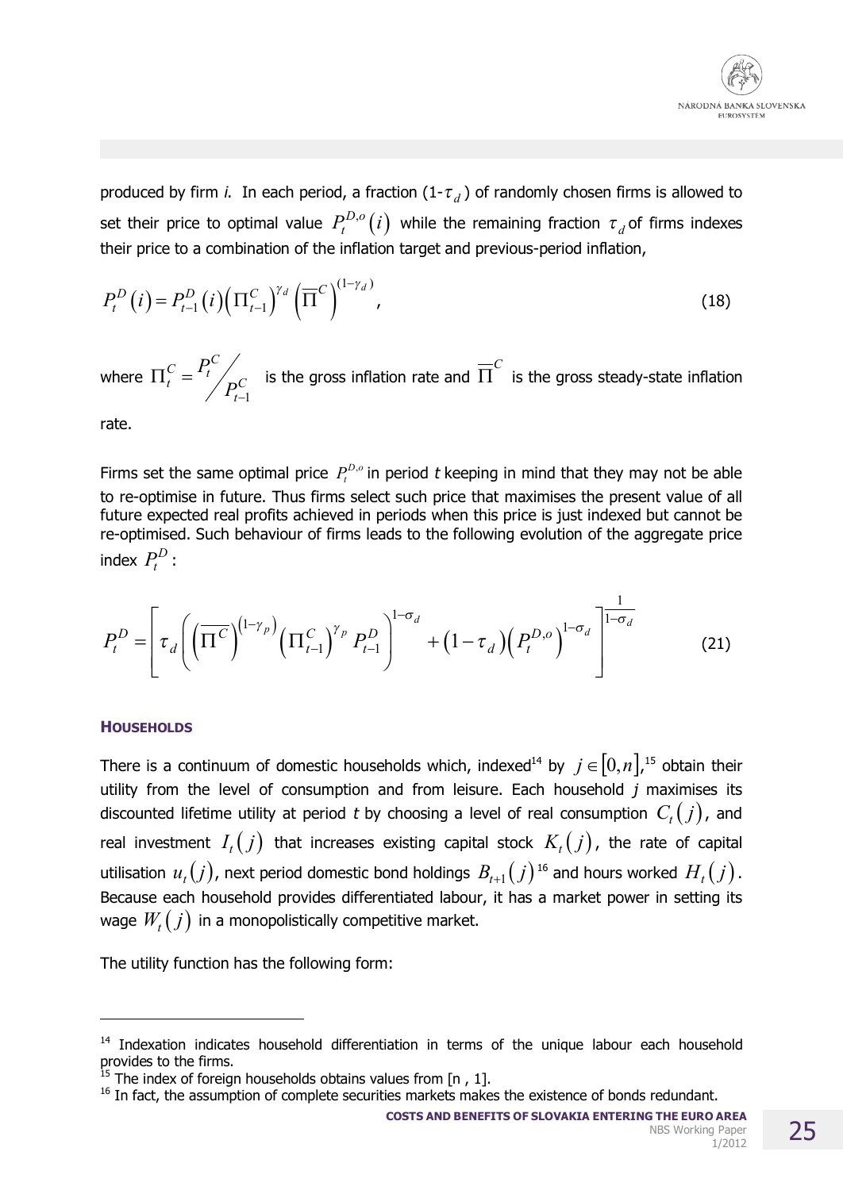produced by firm *i*. In each period, a fraction (1-$\tau_d$) of randomly chosen firms is allowed to set their price to optimal value $P_t^{D,o}(i)$ while the remaining fraction $\tau_d$ of firms indexes their price to a combination of the inflation target and previous-period inflation,

$$P_t^D(i) = P_{t-1}^D(i)\left(\Pi_{t-1}^C\right)^{\gamma_d}\left(\overline{\Pi}^C\right)^{(1-\gamma_d)}, \tag{18}$$

where $\Pi_t^C = P_t^C / P_{t-1}^C$ is the gross inflation rate and $\overline{\Pi}^C$ is the gross steady-state inflation rate.

Firms set the same optimal price $P_t^{D,o}$ in period *t* keeping in mind that they may not be able to re-optimise in future. Thus firms select such price that maximises the present value of all future expected real profits achieved in periods when this price is just indexed but cannot be re-optimised. Such behaviour of firms leads to the following evolution of the aggregate price index $P_t^D$:

$$P_t^D = \left[\tau_d\left(\left(\overline{\Pi}^C\right)^{(1-\gamma_p)}\left(\Pi_{t-1}^C\right)^{\gamma_p} P_{t-1}^D\right)^{1-\sigma_d} + \left(1-\tau_d\right)\left(P_t^{D,o}\right)^{1-\sigma_d}\right]^{\frac{1}{1-\sigma_d}} \tag{21}$$

### HOUSEHOLDS

There is a continuum of domestic households which, indexed[14] by $j \in [0,n]$,[15] obtain their utility from the level of consumption and from leisure. Each household *j* maximises its discounted lifetime utility at period *t* by choosing a level of real consumption $C_t(j)$, and real investment $I_t(j)$ that increases existing capital stock $K_t(j)$, the rate of capital utilisation $u_t(j)$, next period domestic bond holdings $B_{t+1}(j)$[16] and hours worked $H_t(j)$. Because each household provides differentiated labour, it has a market power in setting its wage $W_t(j)$ in a monopolistically competitive market.

The utility function has the following form:

---

[14] Indexation indicates household differentiation in terms of the unique labour each household provides to the firms.

[15] The index of foreign households obtains values from [n , 1].

[16] In fact, the assumption of complete securities markets makes the existence of bonds redundant.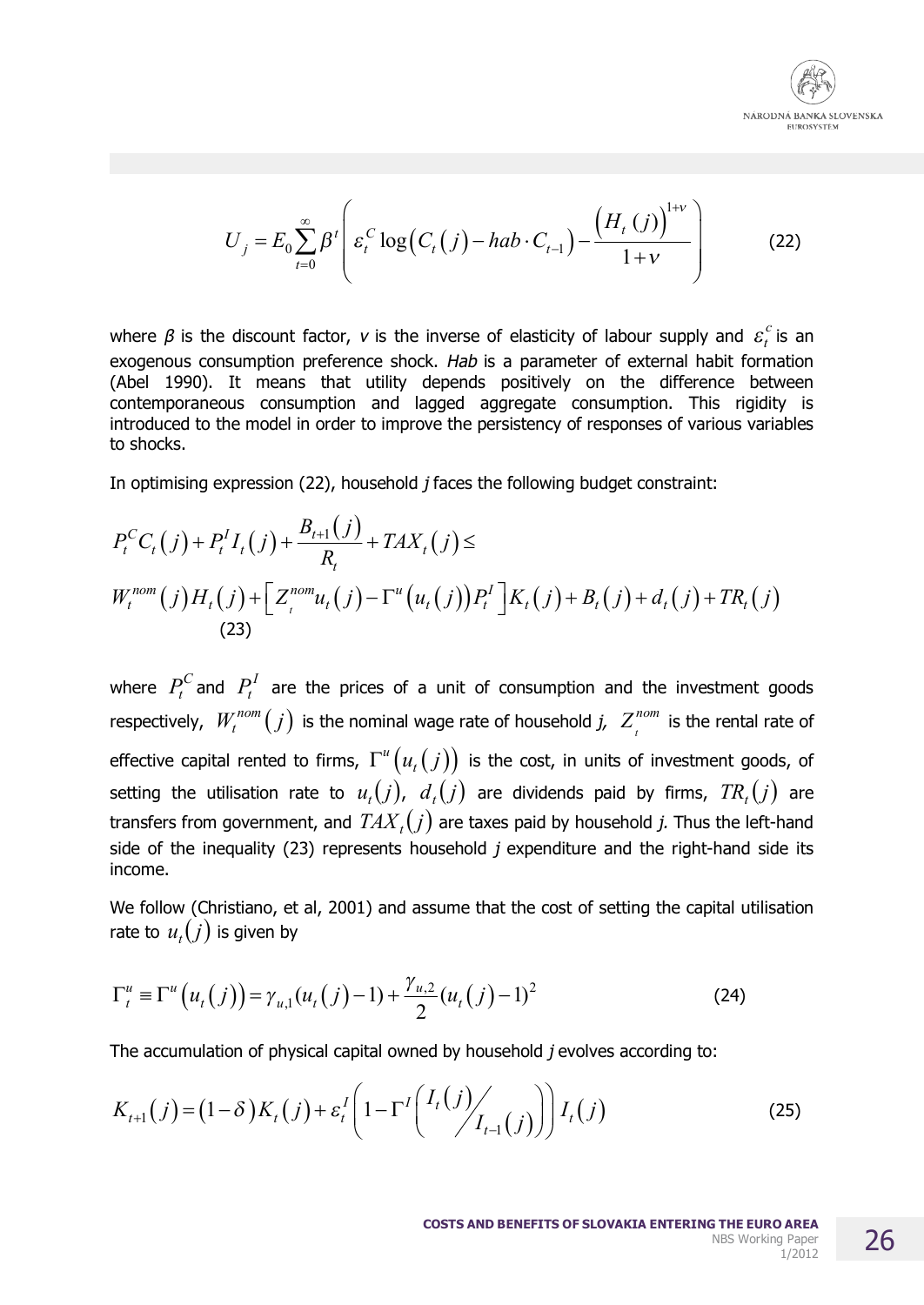$$U_j = E_0 \sum_{t=0}^{\infty} \beta^t \left( \varepsilon_t^C \log\left(C_t(j) - hab \cdot C_{t-1}\right) - \frac{\left(H_t(j)\right)^{1+v}}{1+v} \right) \tag{22}$$

where $\beta$ is the discount factor, $v$ is the inverse of elasticity of labour supply and $\varepsilon_t^c$ is an exogenous consumption preference shock. *Hab* is a parameter of external habit formation (Abel 1990). It means that utility depends positively on the difference between contemporaneous consumption and lagged aggregate consumption. This rigidity is introduced to the model in order to improve the persistency of responses of various variables to shocks.

In optimising expression (22), household *j* faces the following budget constraint:

$$P_t^C C_t(j) + P_t^I I_t(j) + \frac{B_{t+1}(j)}{R_t} + TAX_t(j) \leq$$
$$W_t^{nom}(j) H_t(j) + \left[ Z_t^{nom} u_t(j) - \Gamma^u\left(u_t(j)\right) P_t^I \right] K_t(j) + B_t(j) + d_t(j) + TR_t(j) \tag{23}$$

where $P_t^C$ and $P_t^I$ are the prices of a unit of consumption and the investment goods respectively, $W_t^{nom}(j)$ is the nominal wage rate of household *j*, $Z_t^{nom}$ is the rental rate of effective capital rented to firms, $\Gamma^u\left(u_t(j)\right)$ is the cost, in units of investment goods, of setting the utilisation rate to $u_t(j)$, $d_t(j)$ are dividends paid by firms, $TR_t(j)$ are transfers from government, and $TAX_t(j)$ are taxes paid by household *j*. Thus the left-hand side of the inequality (23) represents household *j* expenditure and the right-hand side its income.

We follow (Christiano, et al, 2001) and assume that the cost of setting the capital utilisation rate to $u_t(j)$ is given by

$$\Gamma_t^u \equiv \Gamma^u\left(u_t(j)\right) = \gamma_{u,1}(u_t(j) - 1) + \frac{\gamma_{u,2}}{2}(u_t(j) - 1)^2 \tag{24}$$

The accumulation of physical capital owned by household *j* evolves according to:

$$K_{t+1}(j) = (1-\delta) K_t(j) + \varepsilon_t^I \left( 1 - \Gamma^I \left( I_t(j) \big/ I_{t-1}(j) \right) \right) I_t(j) \tag{25}$$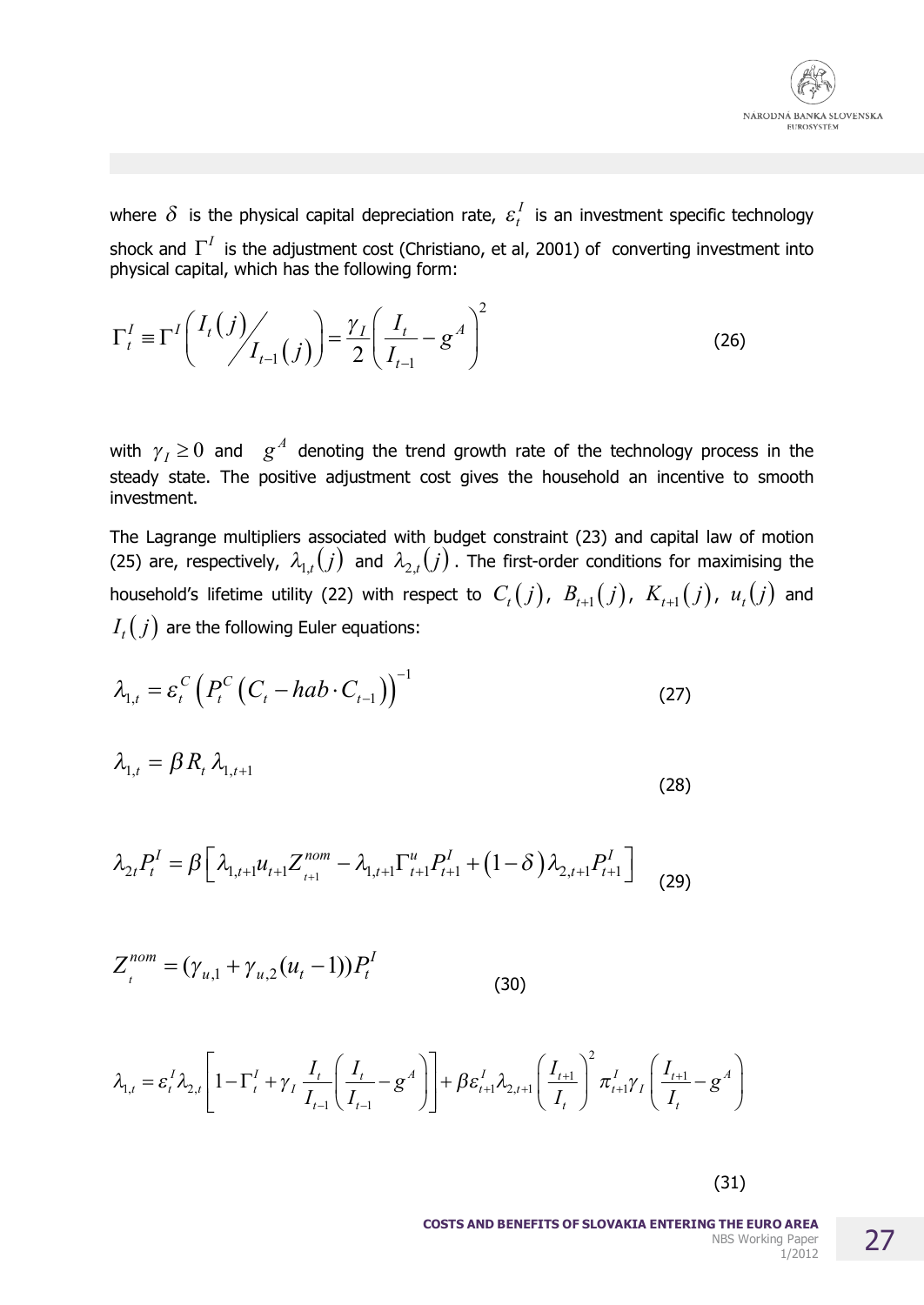where $\delta$ is the physical capital depreciation rate, $\varepsilon_t^I$ is an investment specific technology shock and $\Gamma^I$ is the adjustment cost (Christiano, et al, 2001) of converting investment into physical capital, which has the following form:

$$\Gamma_t^I \equiv \Gamma^I \left( I_t(j) \Big/ I_{t-1}(j) \right) = \frac{\gamma_I}{2} \left( \frac{I_t}{I_{t-1}} - g^A \right)^2 \tag{26}$$

with $\gamma_I \geq 0$ and $g^A$ denoting the trend growth rate of the technology process in the steady state. The positive adjustment cost gives the household an incentive to smooth investment.

The Lagrange multipliers associated with budget constraint (23) and capital law of motion (25) are, respectively, $\lambda_{1,t}(j)$ and $\lambda_{2,t}(j)$. The first-order conditions for maximising the household's lifetime utility (22) with respect to $C_t(j)$, $B_{t+1}(j)$, $K_{t+1}(j)$, $u_t(j)$ and $I_t(j)$ are the following Euler equations:

$$\lambda_{1,t} = \varepsilon_t^C \left( P_t^C \left( C_t - hab \cdot C_{t-1} \right) \right)^{-1} \tag{27}$$

$$\lambda_{1,t} = \beta R_t \lambda_{1,t+1} \tag{28}$$

$$\lambda_{2t} P_t^I = \beta \left[ \lambda_{1,t+1} u_{t+1} Z_{t+1}^{nom} - \lambda_{1,t+1} \Gamma_{t+1}^u P_{t+1}^I + (1-\delta) \lambda_{2,t+1} P_{t+1}^I \right] \tag{29}$$

$$Z_t^{nom} = (\gamma_{u,1} + \gamma_{u,2}(u_t - 1)) P_t^I \tag{30}$$

$$\lambda_{1,t} = \varepsilon_t^I \lambda_{2,t} \left[ 1 - \Gamma_t^I + \gamma_I \frac{I_t}{I_{t-1}} \left( \frac{I_t}{I_{t-1}} - g^A \right) \right] + \beta \varepsilon_{t+1}^I \lambda_{2,t+1} \left( \frac{I_{t+1}}{I_t} \right)^2 \pi_{t+1}^I \gamma_I \left( \frac{I_{t+1}}{I_t} - g^A \right) \tag{31}$$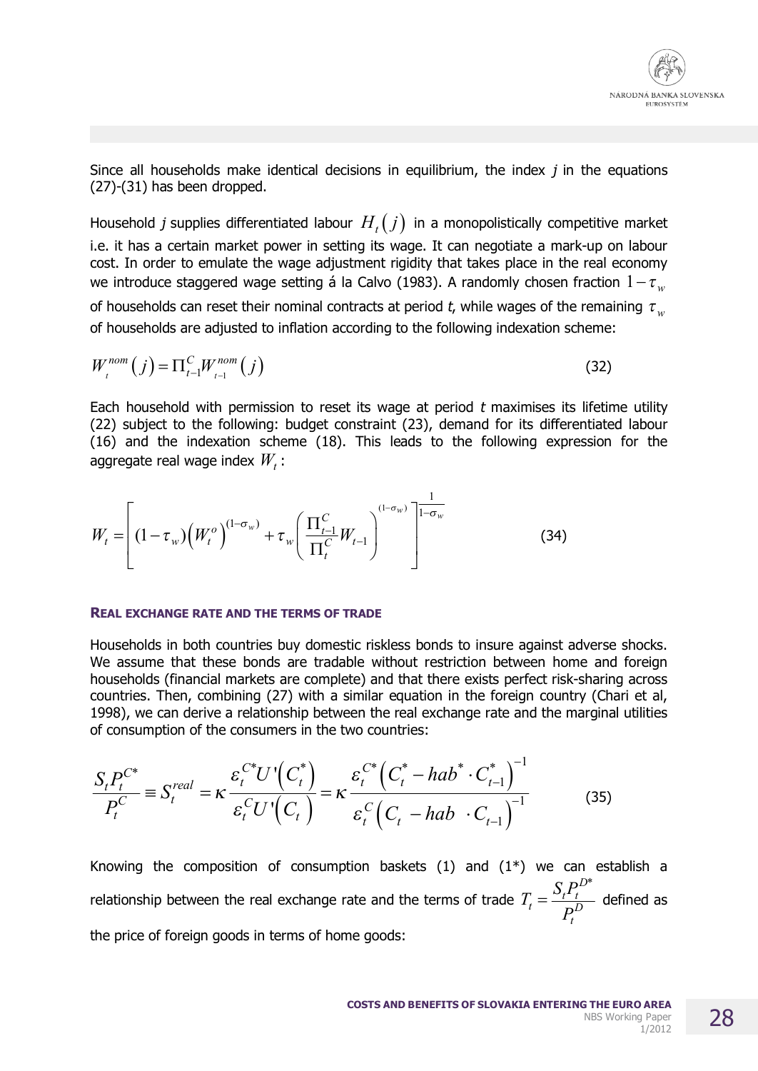Since all households make identical decisions in equilibrium, the index *j* in the equations (27)-(31) has been dropped.

Household *j* supplies differentiated labour $H_t(j)$ in a monopolistically competitive market i.e. it has a certain market power in setting its wage. It can negotiate a mark-up on labour cost. In order to emulate the wage adjustment rigidity that takes place in the real economy we introduce staggered wage setting á la Calvo (1983). A randomly chosen fraction $1-\tau_w$ of households can reset their nominal contracts at period *t*, while wages of the remaining $\tau_w$ of households are adjusted to inflation according to the following indexation scheme:

$$W_t^{nom}(j) = \Pi_{t-1}^C W_{t-1}^{nom}(j) \tag{32}$$

Each household with permission to reset its wage at period *t* maximises its lifetime utility (22) subject to the following: budget constraint (23), demand for its differentiated labour (16) and the indexation scheme (18). This leads to the following expression for the aggregate real wage index $W_t$:

$$W_t = \left[ (1-\tau_w)\left(W_t^o\right)^{(1-\sigma_w)} + \tau_w \left( \frac{\Pi_{t-1}^C}{\Pi_t^C} W_{t-1} \right)^{(1-\sigma_w)} \right]^{\frac{1}{1-\sigma_w}} \tag{34}$$

### Real exchange rate and the terms of trade

Households in both countries buy domestic riskless bonds to insure against adverse shocks. We assume that these bonds are tradable without restriction between home and foreign households (financial markets are complete) and that there exists perfect risk-sharing across countries. Then, combining (27) with a similar equation in the foreign country (Chari et al, 1998), we can derive a relationship between the real exchange rate and the marginal utilities of consumption of the consumers in the two countries:

$$\frac{S_t P_t^{C*}}{P_t^C} \equiv S_t^{real} = \kappa \frac{\varepsilon_t^{C*} U'\left(C_t^*\right)}{\varepsilon_t^C U'\left(C_t\right)} = \kappa \frac{\varepsilon_t^{C*}\left(C_t^* - hab^* \cdot C_{t-1}^*\right)^{-1}}{\varepsilon_t^C \left(C_t - hab \cdot C_{t-1}\right)^{-1}} \tag{35}$$

Knowing the composition of consumption baskets (1) and (1*) we can establish a relationship between the real exchange rate and the terms of trade $T_t = \frac{S_t P_t^{D*}}{P_t^D}$ defined as the price of foreign goods in terms of home goods: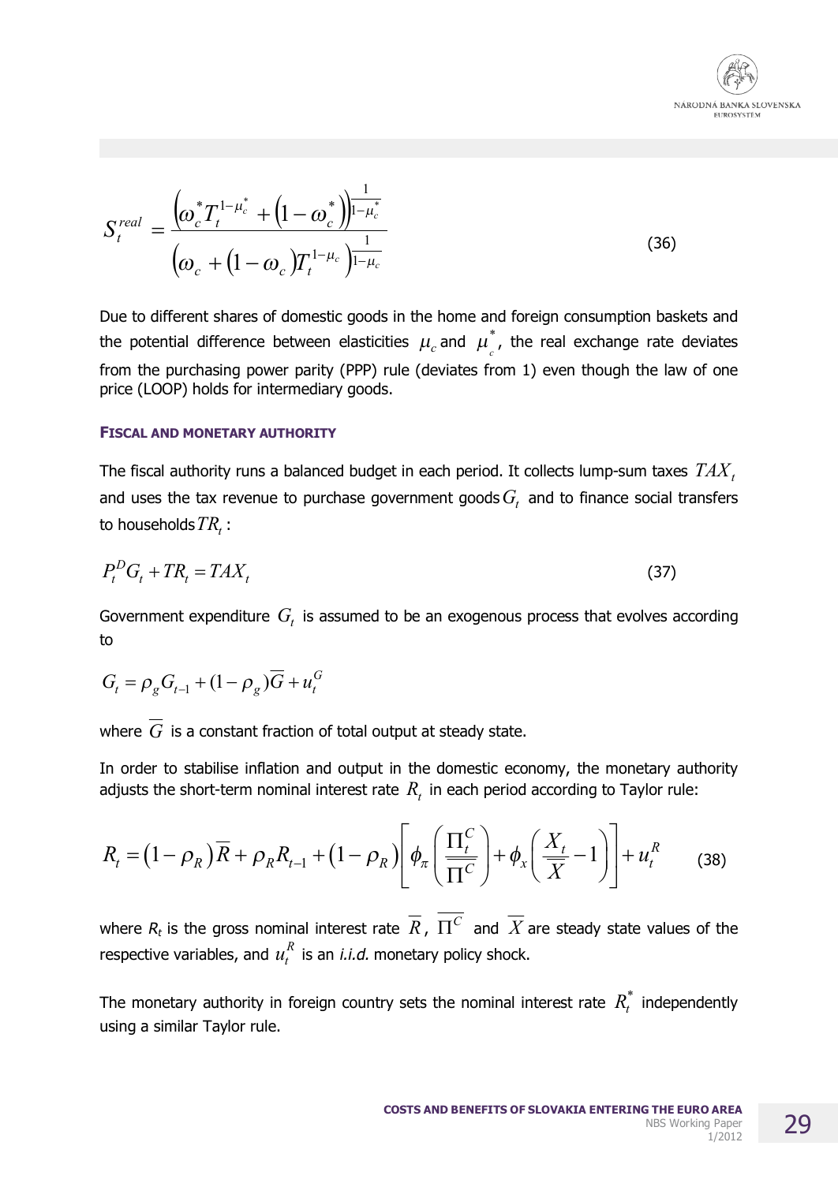$$S_t^{real} = \frac{\left(\omega_c^* T_t^{1-\mu_c^*} + \left(1-\omega_c^*\right)\right)^{\frac{1}{1-\mu_c^*}}}{\left(\omega_c + \left(1-\omega_c\right) T_t^{1-\mu_c}\right)^{\frac{1}{1-\mu_c}}} \tag{36}$$

Due to different shares of domestic goods in the home and foreign consumption baskets and the potential difference between elasticities $\mu_c$ and $\mu_c^*$, the real exchange rate deviates from the purchasing power parity (PPP) rule (deviates from 1) even though the law of one price (LOOP) holds for intermediary goods.

### FISCAL AND MONETARY AUTHORITY

The fiscal authority runs a balanced budget in each period. It collects lump-sum taxes $TAX_t$ and uses the tax revenue to purchase government goods $G_t$ and to finance social transfers to households $TR_t$:

$$P_t^D G_t + TR_t = TAX_t \tag{37}$$

Government expenditure $G_t$ is assumed to be an exogenous process that evolves according to

$$G_t = \rho_g G_{t-1} + (1-\rho_g)\overline{G} + u_t^G$$

where $\overline{G}$ is a constant fraction of total output at steady state.

In order to stabilise inflation and output in the domestic economy, the monetary authority adjusts the short-term nominal interest rate $R_t$ in each period according to Taylor rule:

$$R_t = \left(1-\rho_R\right)\overline{R} + \rho_R R_{t-1} + \left(1-\rho_R\right)\left[\phi_\pi\left(\frac{\Pi_t^C}{\overline{\Pi^C}}\right) + \phi_x\left(\frac{X_t}{\overline{X}} - 1\right)\right] + u_t^R \tag{38}$$

where $R_t$ is the gross nominal interest rate $\overline{R}$, $\overline{\Pi^C}$ and $\overline{X}$ are steady state values of the respective variables, and $u_t^R$ is an *i.i.d.* monetary policy shock.

The monetary authority in foreign country sets the nominal interest rate $R_t^*$ independently using a similar Taylor rule.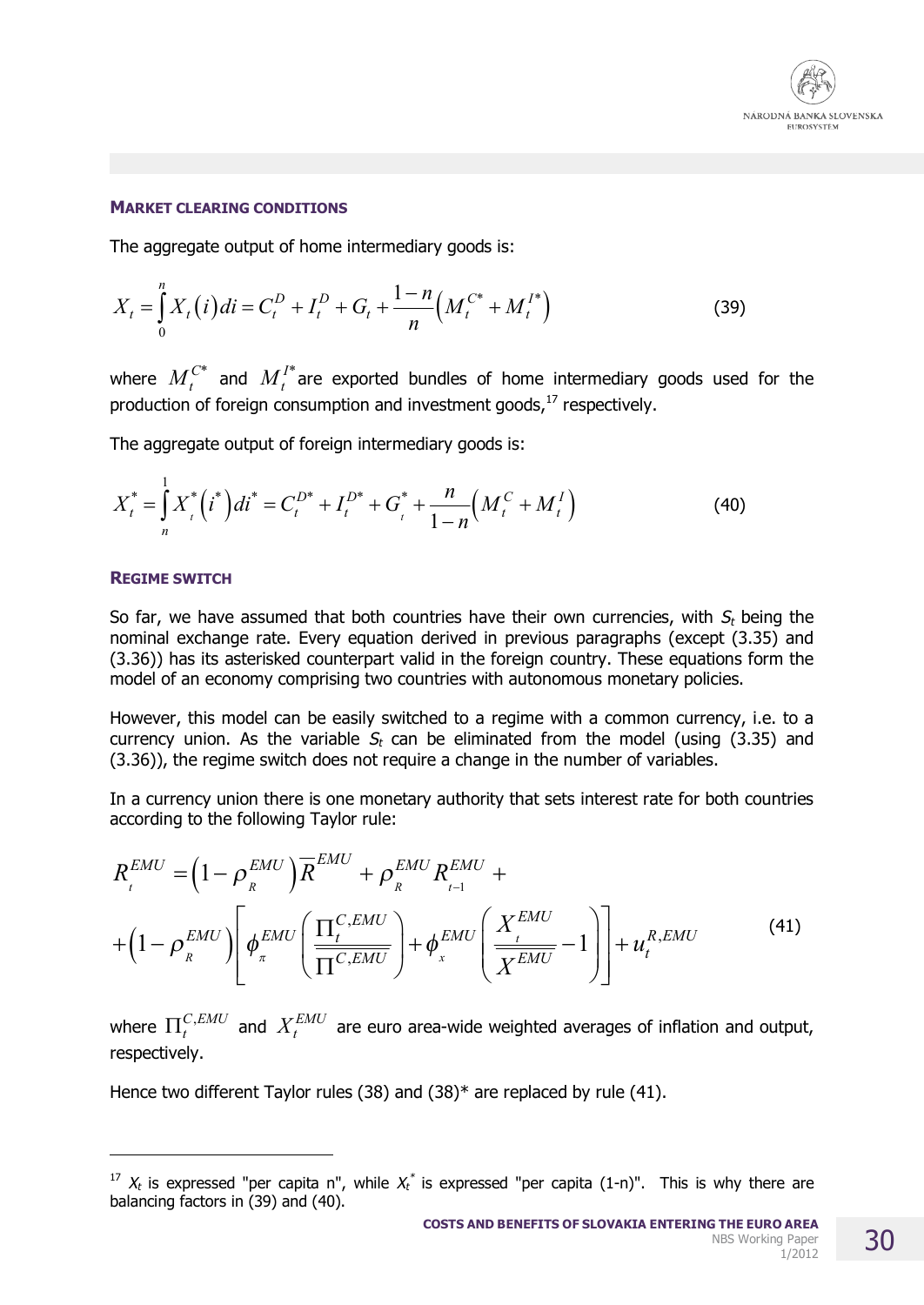### MARKET CLEARING CONDITIONS

The aggregate output of home intermediary goods is:

$$X_t = \int_0^n X_t(i)\,di = C_t^D + I_t^D + G_t + \frac{1-n}{n}\left(M_t^{C*} + M_t^{I*}\right) \tag{39}$$

where $M_t^{C*}$ and $M_t^{I*}$ are exported bundles of home intermediary goods used for the production of foreign consumption and investment goods,[17] respectively.

The aggregate output of foreign intermediary goods is:

$$X_t^* = \int_n^1 X_t^*\left(i^*\right)di^* = C_t^{D*} + I_t^{D*} + G_t^* + \frac{n}{1-n}\left(M_t^C + M_t^I\right) \tag{40}$$

### REGIME SWITCH

So far, we have assumed that both countries have their own currencies, with $S_t$ being the nominal exchange rate. Every equation derived in previous paragraphs (except (3.35) and (3.36)) has its asterisked counterpart valid in the foreign country. These equations form the model of an economy comprising two countries with autonomous monetary policies.

However, this model can be easily switched to a regime with a common currency, i.e. to a currency union. As the variable $S_t$ can be eliminated from the model (using (3.35) and (3.36)), the regime switch does not require a change in the number of variables.

In a currency union there is one monetary authority that sets interest rate for both countries according to the following Taylor rule:

$$\begin{aligned} R_t^{EMU} &= \left(1-\rho_R^{EMU}\right)\overline{R}^{EMU} + \rho_R^{EMU} R_{t-1}^{EMU} + \\ &+ \left(1-\rho_R^{EMU}\right)\left[\phi_\pi^{EMU}\left(\frac{\Pi_t^{C,EMU}}{\overline{\Pi}^{C,EMU}}\right) + \phi_x^{EMU}\left(\frac{X_t^{EMU}}{\overline{X}^{EMU}} - 1\right)\right] + u_t^{R,EMU} \end{aligned} \tag{41}$$

where $\Pi_t^{C,EMU}$ and $X_t^{EMU}$ are euro area-wide weighted averages of inflation and output, respectively.

Hence two different Taylor rules (38) and (38)* are replaced by rule (41).

---

[17] $X_t$ is expressed "per capita n", while $X_t^*$ is expressed "per capita (1-n)". This is why there are balancing factors in (39) and (40).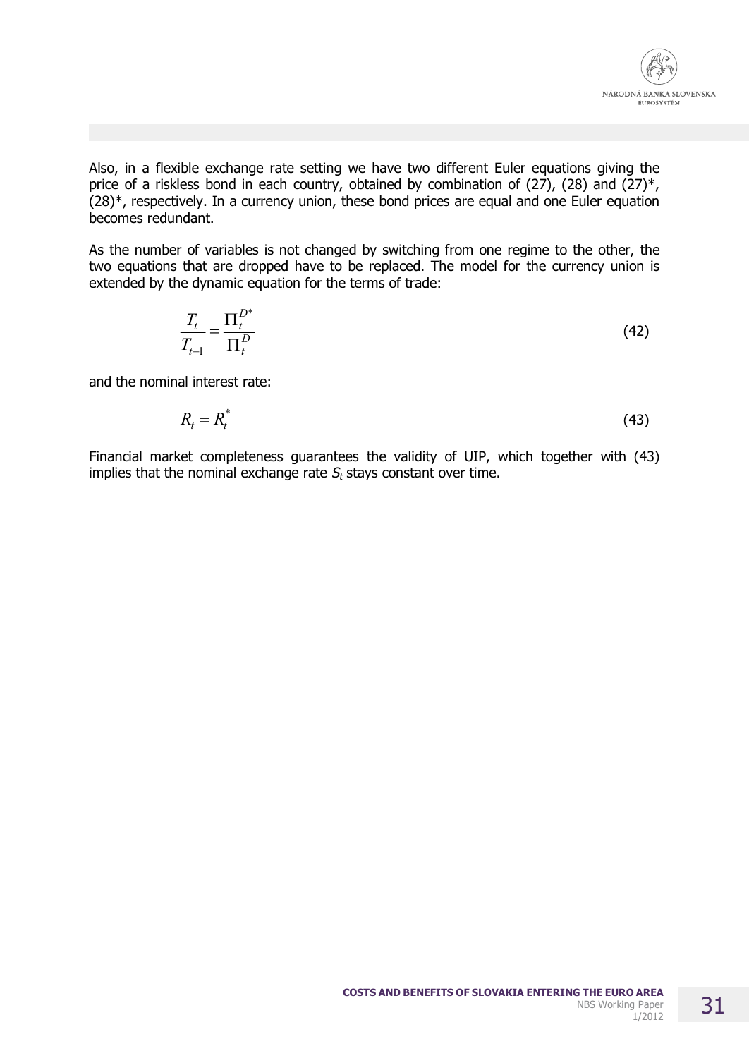Also, in a flexible exchange rate setting we have two different Euler equations giving the price of a riskless bond in each country, obtained by combination of (27), (28) and (27)*, (28)*, respectively. In a currency union, these bond prices are equal and one Euler equation becomes redundant.

As the number of variables is not changed by switching from one regime to the other, the two equations that are dropped have to be replaced. The model for the currency union is extended by the dynamic equation for the terms of trade:

$$\frac{T_t}{T_{t-1}} = \frac{\Pi_t^{D*}}{\Pi_t^{D}} \tag{42}$$

and the nominal interest rate:

$$R_t = R_t^{*} \tag{43}$$

Financial market completeness guarantees the validity of UIP, which together with (43) implies that the nominal exchange rate $S_t$ stays constant over time.